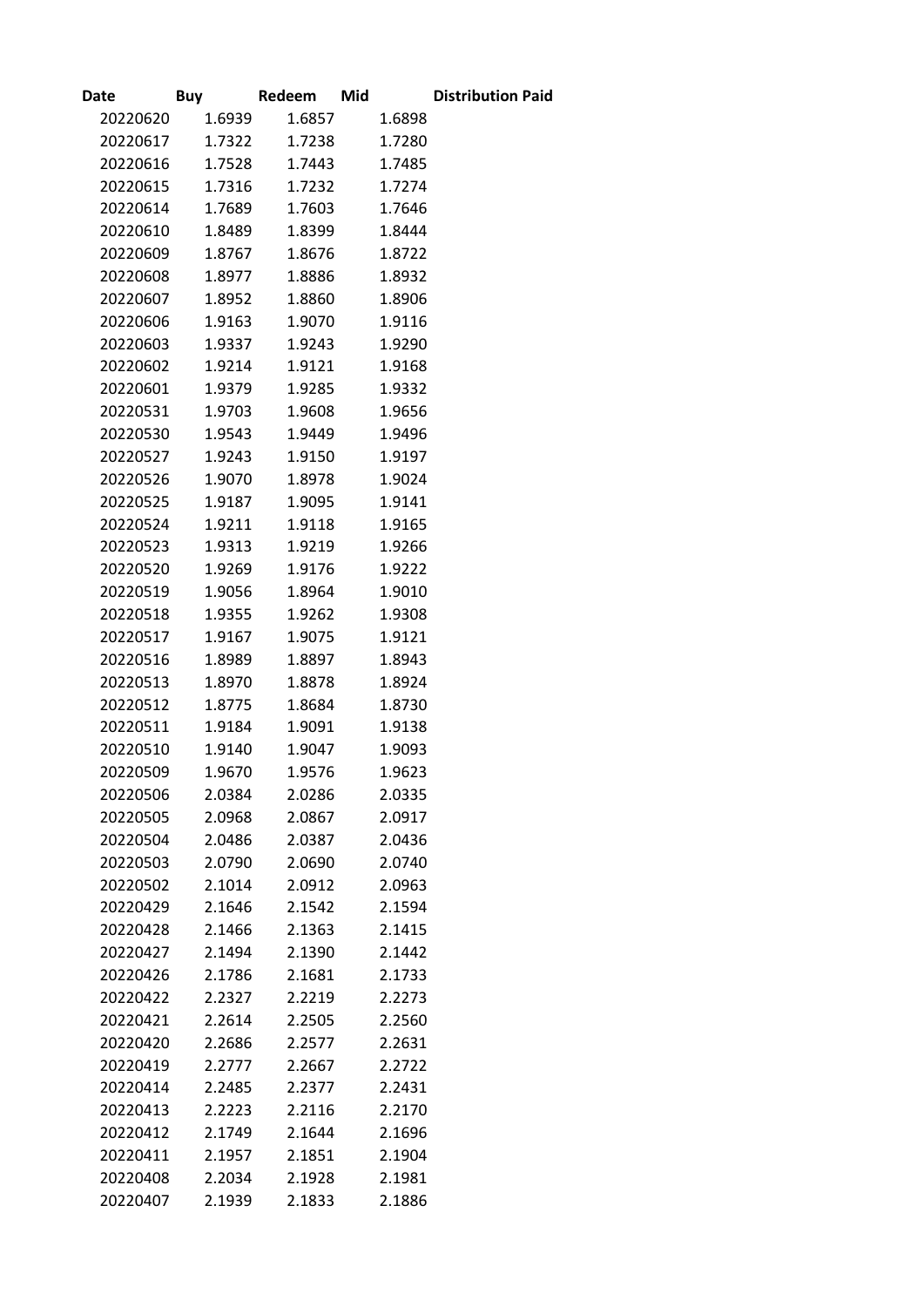| Date | Buy | Redeem | Mid | Distribution Paid |
|---|---|---|---|---|
| 20220620 | 1.6939 | 1.6857 | 1.6898 | |
| 20220617 | 1.7322 | 1.7238 | 1.7280 | |
| 20220616 | 1.7528 | 1.7443 | 1.7485 | |
| 20220615 | 1.7316 | 1.7232 | 1.7274 | |
| 20220614 | 1.7689 | 1.7603 | 1.7646 | |
| 20220610 | 1.8489 | 1.8399 | 1.8444 | |
| 20220609 | 1.8767 | 1.8676 | 1.8722 | |
| 20220608 | 1.8977 | 1.8886 | 1.8932 | |
| 20220607 | 1.8952 | 1.8860 | 1.8906 | |
| 20220606 | 1.9163 | 1.9070 | 1.9116 | |
| 20220603 | 1.9337 | 1.9243 | 1.9290 | |
| 20220602 | 1.9214 | 1.9121 | 1.9168 | |
| 20220601 | 1.9379 | 1.9285 | 1.9332 | |
| 20220531 | 1.9703 | 1.9608 | 1.9656 | |
| 20220530 | 1.9543 | 1.9449 | 1.9496 | |
| 20220527 | 1.9243 | 1.9150 | 1.9197 | |
| 20220526 | 1.9070 | 1.8978 | 1.9024 | |
| 20220525 | 1.9187 | 1.9095 | 1.9141 | |
| 20220524 | 1.9211 | 1.9118 | 1.9165 | |
| 20220523 | 1.9313 | 1.9219 | 1.9266 | |
| 20220520 | 1.9269 | 1.9176 | 1.9222 | |
| 20220519 | 1.9056 | 1.8964 | 1.9010 | |
| 20220518 | 1.9355 | 1.9262 | 1.9308 | |
| 20220517 | 1.9167 | 1.9075 | 1.9121 | |
| 20220516 | 1.8989 | 1.8897 | 1.8943 | |
| 20220513 | 1.8970 | 1.8878 | 1.8924 | |
| 20220512 | 1.8775 | 1.8684 | 1.8730 | |
| 20220511 | 1.9184 | 1.9091 | 1.9138 | |
| 20220510 | 1.9140 | 1.9047 | 1.9093 | |
| 20220509 | 1.9670 | 1.9576 | 1.9623 | |
| 20220506 | 2.0384 | 2.0286 | 2.0335 | |
| 20220505 | 2.0968 | 2.0867 | 2.0917 | |
| 20220504 | 2.0486 | 2.0387 | 2.0436 | |
| 20220503 | 2.0790 | 2.0690 | 2.0740 | |
| 20220502 | 2.1014 | 2.0912 | 2.0963 | |
| 20220429 | 2.1646 | 2.1542 | 2.1594 | |
| 20220428 | 2.1466 | 2.1363 | 2.1415 | |
| 20220427 | 2.1494 | 2.1390 | 2.1442 | |
| 20220426 | 2.1786 | 2.1681 | 2.1733 | |
| 20220422 | 2.2327 | 2.2219 | 2.2273 | |
| 20220421 | 2.2614 | 2.2505 | 2.2560 | |
| 20220420 | 2.2686 | 2.2577 | 2.2631 | |
| 20220419 | 2.2777 | 2.2667 | 2.2722 | |
| 20220414 | 2.2485 | 2.2377 | 2.2431 | |
| 20220413 | 2.2223 | 2.2116 | 2.2170 | |
| 20220412 | 2.1749 | 2.1644 | 2.1696 | |
| 20220411 | 2.1957 | 2.1851 | 2.1904 | |
| 20220408 | 2.2034 | 2.1928 | 2.1981 | |
| 20220407 | 2.1939 | 2.1833 | 2.1886 | |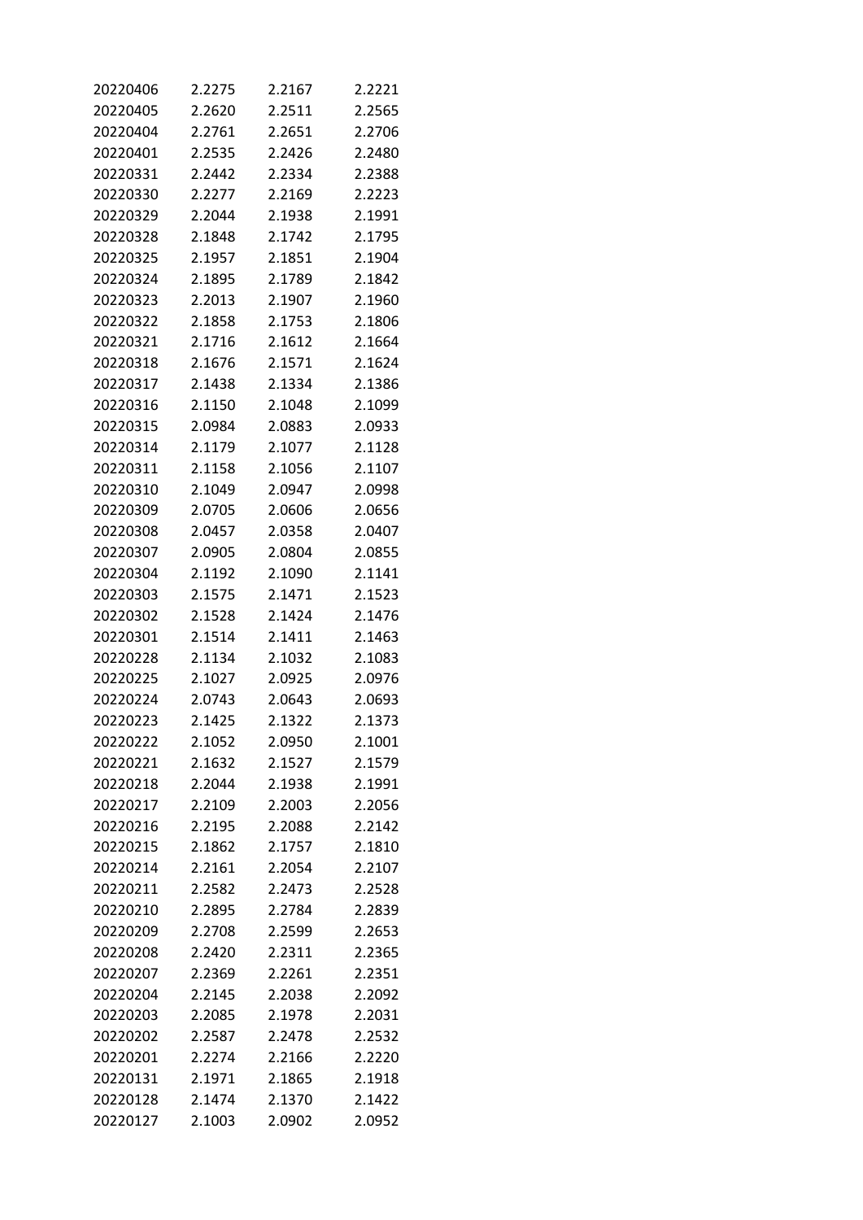| | | | |
|---|---|---|---|
| 20220406 | 2.2275 | 2.2167 | 2.2221 |
| 20220405 | 2.2620 | 2.2511 | 2.2565 |
| 20220404 | 2.2761 | 2.2651 | 2.2706 |
| 20220401 | 2.2535 | 2.2426 | 2.2480 |
| 20220331 | 2.2442 | 2.2334 | 2.2388 |
| 20220330 | 2.2277 | 2.2169 | 2.2223 |
| 20220329 | 2.2044 | 2.1938 | 2.1991 |
| 20220328 | 2.1848 | 2.1742 | 2.1795 |
| 20220325 | 2.1957 | 2.1851 | 2.1904 |
| 20220324 | 2.1895 | 2.1789 | 2.1842 |
| 20220323 | 2.2013 | 2.1907 | 2.1960 |
| 20220322 | 2.1858 | 2.1753 | 2.1806 |
| 20220321 | 2.1716 | 2.1612 | 2.1664 |
| 20220318 | 2.1676 | 2.1571 | 2.1624 |
| 20220317 | 2.1438 | 2.1334 | 2.1386 |
| 20220316 | 2.1150 | 2.1048 | 2.1099 |
| 20220315 | 2.0984 | 2.0883 | 2.0933 |
| 20220314 | 2.1179 | 2.1077 | 2.1128 |
| 20220311 | 2.1158 | 2.1056 | 2.1107 |
| 20220310 | 2.1049 | 2.0947 | 2.0998 |
| 20220309 | 2.0705 | 2.0606 | 2.0656 |
| 20220308 | 2.0457 | 2.0358 | 2.0407 |
| 20220307 | 2.0905 | 2.0804 | 2.0855 |
| 20220304 | 2.1192 | 2.1090 | 2.1141 |
| 20220303 | 2.1575 | 2.1471 | 2.1523 |
| 20220302 | 2.1528 | 2.1424 | 2.1476 |
| 20220301 | 2.1514 | 2.1411 | 2.1463 |
| 20220228 | 2.1134 | 2.1032 | 2.1083 |
| 20220225 | 2.1027 | 2.0925 | 2.0976 |
| 20220224 | 2.0743 | 2.0643 | 2.0693 |
| 20220223 | 2.1425 | 2.1322 | 2.1373 |
| 20220222 | 2.1052 | 2.0950 | 2.1001 |
| 20220221 | 2.1632 | 2.1527 | 2.1579 |
| 20220218 | 2.2044 | 2.1938 | 2.1991 |
| 20220217 | 2.2109 | 2.2003 | 2.2056 |
| 20220216 | 2.2195 | 2.2088 | 2.2142 |
| 20220215 | 2.1862 | 2.1757 | 2.1810 |
| 20220214 | 2.2161 | 2.2054 | 2.2107 |
| 20220211 | 2.2582 | 2.2473 | 2.2528 |
| 20220210 | 2.2895 | 2.2784 | 2.2839 |
| 20220209 | 2.2708 | 2.2599 | 2.2653 |
| 20220208 | 2.2420 | 2.2311 | 2.2365 |
| 20220207 | 2.2369 | 2.2261 | 2.2351 |
| 20220204 | 2.2145 | 2.2038 | 2.2092 |
| 20220203 | 2.2085 | 2.1978 | 2.2031 |
| 20220202 | 2.2587 | 2.2478 | 2.2532 |
| 20220201 | 2.2274 | 2.2166 | 2.2220 |
| 20220131 | 2.1971 | 2.1865 | 2.1918 |
| 20220128 | 2.1474 | 2.1370 | 2.1422 |
| 20220127 | 2.1003 | 2.0902 | 2.0952 |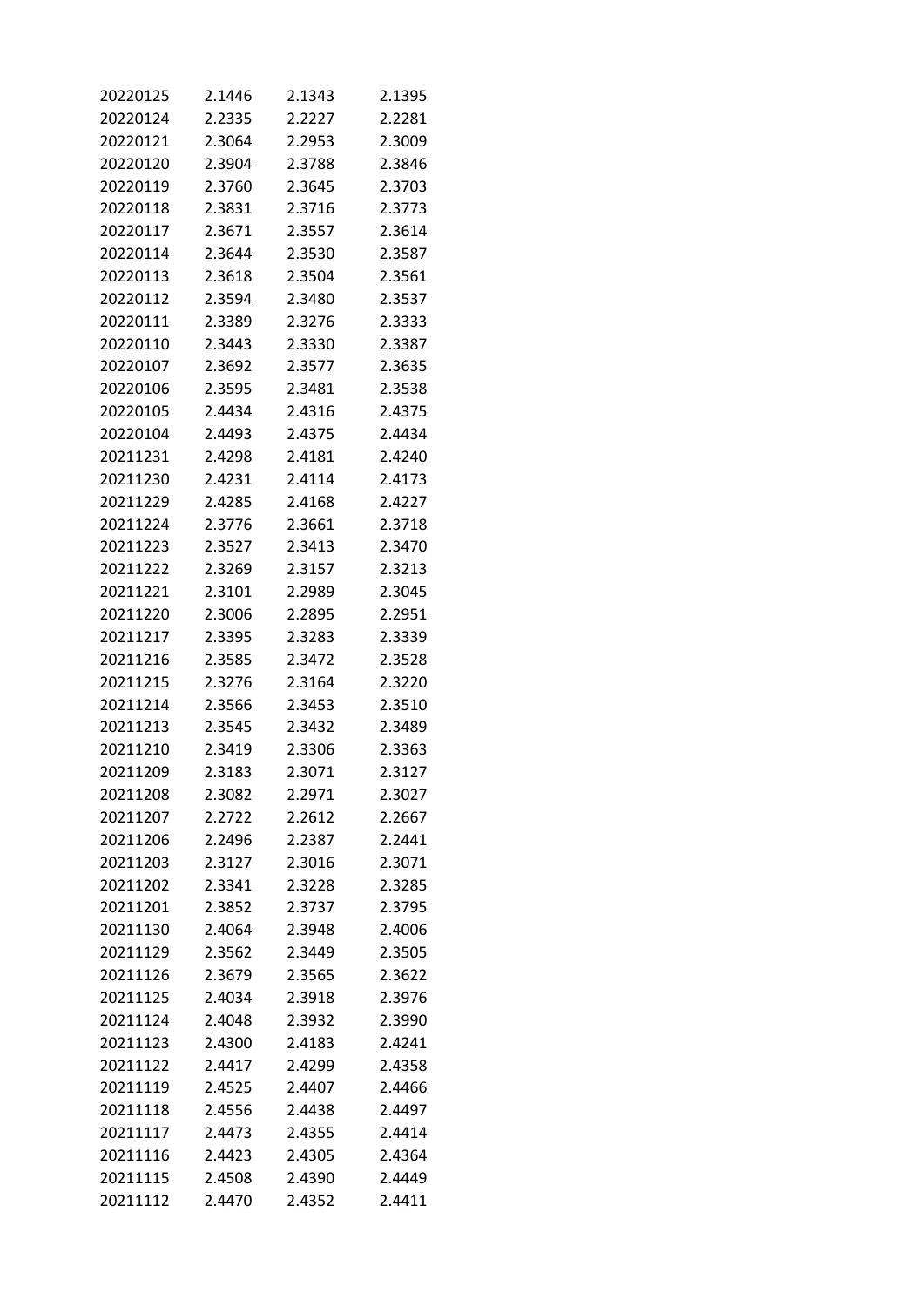| | | | |
|---|---|---|---|
| 20220125 | 2.1446 | 2.1343 | 2.1395 |
| 20220124 | 2.2335 | 2.2227 | 2.2281 |
| 20220121 | 2.3064 | 2.2953 | 2.3009 |
| 20220120 | 2.3904 | 2.3788 | 2.3846 |
| 20220119 | 2.3760 | 2.3645 | 2.3703 |
| 20220118 | 2.3831 | 2.3716 | 2.3773 |
| 20220117 | 2.3671 | 2.3557 | 2.3614 |
| 20220114 | 2.3644 | 2.3530 | 2.3587 |
| 20220113 | 2.3618 | 2.3504 | 2.3561 |
| 20220112 | 2.3594 | 2.3480 | 2.3537 |
| 20220111 | 2.3389 | 2.3276 | 2.3333 |
| 20220110 | 2.3443 | 2.3330 | 2.3387 |
| 20220107 | 2.3692 | 2.3577 | 2.3635 |
| 20220106 | 2.3595 | 2.3481 | 2.3538 |
| 20220105 | 2.4434 | 2.4316 | 2.4375 |
| 20220104 | 2.4493 | 2.4375 | 2.4434 |
| 20211231 | 2.4298 | 2.4181 | 2.4240 |
| 20211230 | 2.4231 | 2.4114 | 2.4173 |
| 20211229 | 2.4285 | 2.4168 | 2.4227 |
| 20211224 | 2.3776 | 2.3661 | 2.3718 |
| 20211223 | 2.3527 | 2.3413 | 2.3470 |
| 20211222 | 2.3269 | 2.3157 | 2.3213 |
| 20211221 | 2.3101 | 2.2989 | 2.3045 |
| 20211220 | 2.3006 | 2.2895 | 2.2951 |
| 20211217 | 2.3395 | 2.3283 | 2.3339 |
| 20211216 | 2.3585 | 2.3472 | 2.3528 |
| 20211215 | 2.3276 | 2.3164 | 2.3220 |
| 20211214 | 2.3566 | 2.3453 | 2.3510 |
| 20211213 | 2.3545 | 2.3432 | 2.3489 |
| 20211210 | 2.3419 | 2.3306 | 2.3363 |
| 20211209 | 2.3183 | 2.3071 | 2.3127 |
| 20211208 | 2.3082 | 2.2971 | 2.3027 |
| 20211207 | 2.2722 | 2.2612 | 2.2667 |
| 20211206 | 2.2496 | 2.2387 | 2.2441 |
| 20211203 | 2.3127 | 2.3016 | 2.3071 |
| 20211202 | 2.3341 | 2.3228 | 2.3285 |
| 20211201 | 2.3852 | 2.3737 | 2.3795 |
| 20211130 | 2.4064 | 2.3948 | 2.4006 |
| 20211129 | 2.3562 | 2.3449 | 2.3505 |
| 20211126 | 2.3679 | 2.3565 | 2.3622 |
| 20211125 | 2.4034 | 2.3918 | 2.3976 |
| 20211124 | 2.4048 | 2.3932 | 2.3990 |
| 20211123 | 2.4300 | 2.4183 | 2.4241 |
| 20211122 | 2.4417 | 2.4299 | 2.4358 |
| 20211119 | 2.4525 | 2.4407 | 2.4466 |
| 20211118 | 2.4556 | 2.4438 | 2.4497 |
| 20211117 | 2.4473 | 2.4355 | 2.4414 |
| 20211116 | 2.4423 | 2.4305 | 2.4364 |
| 20211115 | 2.4508 | 2.4390 | 2.4449 |
| 20211112 | 2.4470 | 2.4352 | 2.4411 |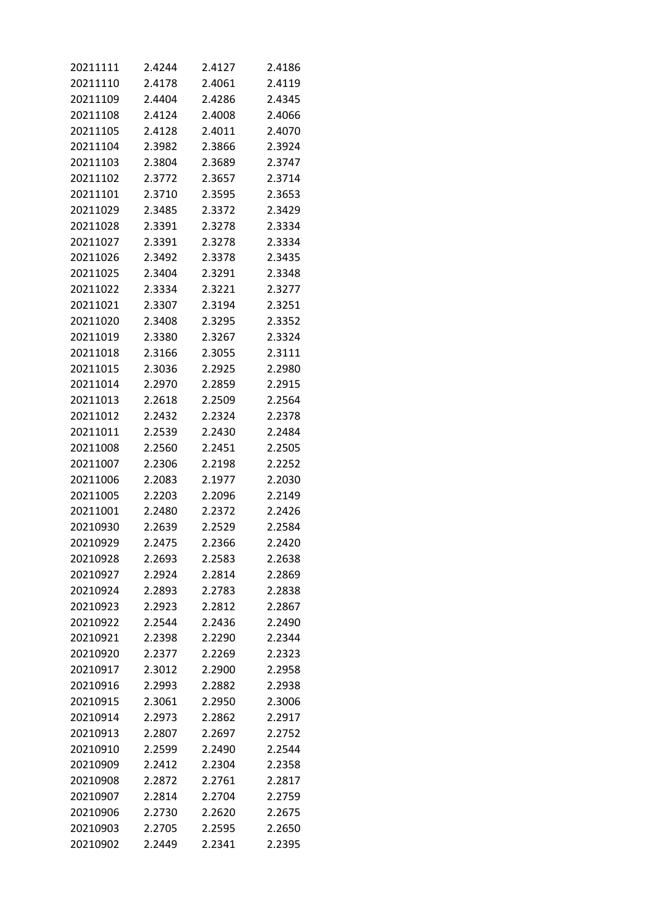| 20211111 | 2.4244 | 2.4127 | 2.4186 |
|---|---|---|---|
| 20211110 | 2.4178 | 2.4061 | 2.4119 |
| 20211109 | 2.4404 | 2.4286 | 2.4345 |
| 20211108 | 2.4124 | 2.4008 | 2.4066 |
| 20211105 | 2.4128 | 2.4011 | 2.4070 |
| 20211104 | 2.3982 | 2.3866 | 2.3924 |
| 20211103 | 2.3804 | 2.3689 | 2.3747 |
| 20211102 | 2.3772 | 2.3657 | 2.3714 |
| 20211101 | 2.3710 | 2.3595 | 2.3653 |
| 20211029 | 2.3485 | 2.3372 | 2.3429 |
| 20211028 | 2.3391 | 2.3278 | 2.3334 |
| 20211027 | 2.3391 | 2.3278 | 2.3334 |
| 20211026 | 2.3492 | 2.3378 | 2.3435 |
| 20211025 | 2.3404 | 2.3291 | 2.3348 |
| 20211022 | 2.3334 | 2.3221 | 2.3277 |
| 20211021 | 2.3307 | 2.3194 | 2.3251 |
| 20211020 | 2.3408 | 2.3295 | 2.3352 |
| 20211019 | 2.3380 | 2.3267 | 2.3324 |
| 20211018 | 2.3166 | 2.3055 | 2.3111 |
| 20211015 | 2.3036 | 2.2925 | 2.2980 |
| 20211014 | 2.2970 | 2.2859 | 2.2915 |
| 20211013 | 2.2618 | 2.2509 | 2.2564 |
| 20211012 | 2.2432 | 2.2324 | 2.2378 |
| 20211011 | 2.2539 | 2.2430 | 2.2484 |
| 20211008 | 2.2560 | 2.2451 | 2.2505 |
| 20211007 | 2.2306 | 2.2198 | 2.2252 |
| 20211006 | 2.2083 | 2.1977 | 2.2030 |
| 20211005 | 2.2203 | 2.2096 | 2.2149 |
| 20211001 | 2.2480 | 2.2372 | 2.2426 |
| 20210930 | 2.2639 | 2.2529 | 2.2584 |
| 20210929 | 2.2475 | 2.2366 | 2.2420 |
| 20210928 | 2.2693 | 2.2583 | 2.2638 |
| 20210927 | 2.2924 | 2.2814 | 2.2869 |
| 20210924 | 2.2893 | 2.2783 | 2.2838 |
| 20210923 | 2.2923 | 2.2812 | 2.2867 |
| 20210922 | 2.2544 | 2.2436 | 2.2490 |
| 20210921 | 2.2398 | 2.2290 | 2.2344 |
| 20210920 | 2.2377 | 2.2269 | 2.2323 |
| 20210917 | 2.3012 | 2.2900 | 2.2958 |
| 20210916 | 2.2993 | 2.2882 | 2.2938 |
| 20210915 | 2.3061 | 2.2950 | 2.3006 |
| 20210914 | 2.2973 | 2.2862 | 2.2917 |
| 20210913 | 2.2807 | 2.2697 | 2.2752 |
| 20210910 | 2.2599 | 2.2490 | 2.2544 |
| 20210909 | 2.2412 | 2.2304 | 2.2358 |
| 20210908 | 2.2872 | 2.2761 | 2.2817 |
| 20210907 | 2.2814 | 2.2704 | 2.2759 |
| 20210906 | 2.2730 | 2.2620 | 2.2675 |
| 20210903 | 2.2705 | 2.2595 | 2.2650 |
| 20210902 | 2.2449 | 2.2341 | 2.2395 |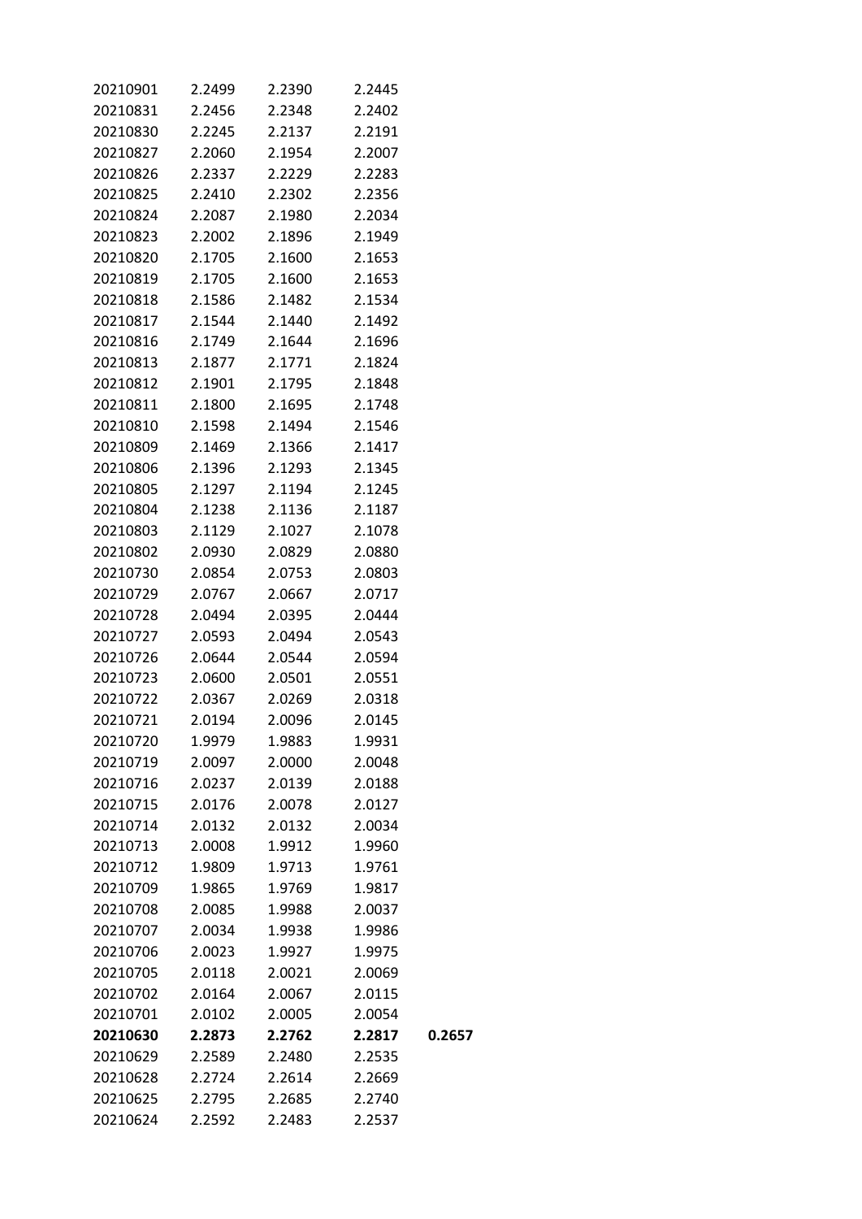| | | | | |
|---|---|---|---|---|
| 20210901 | 2.2499 | 2.2390 | 2.2445 | |
| 20210831 | 2.2456 | 2.2348 | 2.2402 | |
| 20210830 | 2.2245 | 2.2137 | 2.2191 | |
| 20210827 | 2.2060 | 2.1954 | 2.2007 | |
| 20210826 | 2.2337 | 2.2229 | 2.2283 | |
| 20210825 | 2.2410 | 2.2302 | 2.2356 | |
| 20210824 | 2.2087 | 2.1980 | 2.2034 | |
| 20210823 | 2.2002 | 2.1896 | 2.1949 | |
| 20210820 | 2.1705 | 2.1600 | 2.1653 | |
| 20210819 | 2.1705 | 2.1600 | 2.1653 | |
| 20210818 | 2.1586 | 2.1482 | 2.1534 | |
| 20210817 | 2.1544 | 2.1440 | 2.1492 | |
| 20210816 | 2.1749 | 2.1644 | 2.1696 | |
| 20210813 | 2.1877 | 2.1771 | 2.1824 | |
| 20210812 | 2.1901 | 2.1795 | 2.1848 | |
| 20210811 | 2.1800 | 2.1695 | 2.1748 | |
| 20210810 | 2.1598 | 2.1494 | 2.1546 | |
| 20210809 | 2.1469 | 2.1366 | 2.1417 | |
| 20210806 | 2.1396 | 2.1293 | 2.1345 | |
| 20210805 | 2.1297 | 2.1194 | 2.1245 | |
| 20210804 | 2.1238 | 2.1136 | 2.1187 | |
| 20210803 | 2.1129 | 2.1027 | 2.1078 | |
| 20210802 | 2.0930 | 2.0829 | 2.0880 | |
| 20210730 | 2.0854 | 2.0753 | 2.0803 | |
| 20210729 | 2.0767 | 2.0667 | 2.0717 | |
| 20210728 | 2.0494 | 2.0395 | 2.0444 | |
| 20210727 | 2.0593 | 2.0494 | 2.0543 | |
| 20210726 | 2.0644 | 2.0544 | 2.0594 | |
| 20210723 | 2.0600 | 2.0501 | 2.0551 | |
| 20210722 | 2.0367 | 2.0269 | 2.0318 | |
| 20210721 | 2.0194 | 2.0096 | 2.0145 | |
| 20210720 | 1.9979 | 1.9883 | 1.9931 | |
| 20210719 | 2.0097 | 2.0000 | 2.0048 | |
| 20210716 | 2.0237 | 2.0139 | 2.0188 | |
| 20210715 | 2.0176 | 2.0078 | 2.0127 | |
| 20210714 | 2.0132 | 2.0132 | 2.0034 | |
| 20210713 | 2.0008 | 1.9912 | 1.9960 | |
| 20210712 | 1.9809 | 1.9713 | 1.9761 | |
| 20210709 | 1.9865 | 1.9769 | 1.9817 | |
| 20210708 | 2.0085 | 1.9988 | 2.0037 | |
| 20210707 | 2.0034 | 1.9938 | 1.9986 | |
| 20210706 | 2.0023 | 1.9927 | 1.9975 | |
| 20210705 | 2.0118 | 2.0021 | 2.0069 | |
| 20210702 | 2.0164 | 2.0067 | 2.0115 | |
| 20210701 | 2.0102 | 2.0005 | 2.0054 | |
| **20210630** | **2.2873** | **2.2762** | **2.2817** | **0.2657** |
| 20210629 | 2.2589 | 2.2480 | 2.2535 | |
| 20210628 | 2.2724 | 2.2614 | 2.2669 | |
| 20210625 | 2.2795 | 2.2685 | 2.2740 | |
| 20210624 | 2.2592 | 2.2483 | 2.2537 | |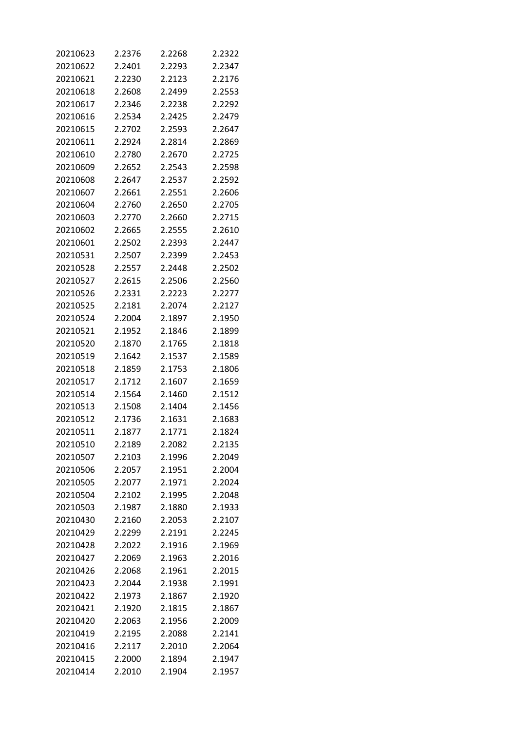| | | | |
|---|---|---|---|
| 20210623 | 2.2376 | 2.2268 | 2.2322 |
| 20210622 | 2.2401 | 2.2293 | 2.2347 |
| 20210621 | 2.2230 | 2.2123 | 2.2176 |
| 20210618 | 2.2608 | 2.2499 | 2.2553 |
| 20210617 | 2.2346 | 2.2238 | 2.2292 |
| 20210616 | 2.2534 | 2.2425 | 2.2479 |
| 20210615 | 2.2702 | 2.2593 | 2.2647 |
| 20210611 | 2.2924 | 2.2814 | 2.2869 |
| 20210610 | 2.2780 | 2.2670 | 2.2725 |
| 20210609 | 2.2652 | 2.2543 | 2.2598 |
| 20210608 | 2.2647 | 2.2537 | 2.2592 |
| 20210607 | 2.2661 | 2.2551 | 2.2606 |
| 20210604 | 2.2760 | 2.2650 | 2.2705 |
| 20210603 | 2.2770 | 2.2660 | 2.2715 |
| 20210602 | 2.2665 | 2.2555 | 2.2610 |
| 20210601 | 2.2502 | 2.2393 | 2.2447 |
| 20210531 | 2.2507 | 2.2399 | 2.2453 |
| 20210528 | 2.2557 | 2.2448 | 2.2502 |
| 20210527 | 2.2615 | 2.2506 | 2.2560 |
| 20210526 | 2.2331 | 2.2223 | 2.2277 |
| 20210525 | 2.2181 | 2.2074 | 2.2127 |
| 20210524 | 2.2004 | 2.1897 | 2.1950 |
| 20210521 | 2.1952 | 2.1846 | 2.1899 |
| 20210520 | 2.1870 | 2.1765 | 2.1818 |
| 20210519 | 2.1642 | 2.1537 | 2.1589 |
| 20210518 | 2.1859 | 2.1753 | 2.1806 |
| 20210517 | 2.1712 | 2.1607 | 2.1659 |
| 20210514 | 2.1564 | 2.1460 | 2.1512 |
| 20210513 | 2.1508 | 2.1404 | 2.1456 |
| 20210512 | 2.1736 | 2.1631 | 2.1683 |
| 20210511 | 2.1877 | 2.1771 | 2.1824 |
| 20210510 | 2.2189 | 2.2082 | 2.2135 |
| 20210507 | 2.2103 | 2.1996 | 2.2049 |
| 20210506 | 2.2057 | 2.1951 | 2.2004 |
| 20210505 | 2.2077 | 2.1971 | 2.2024 |
| 20210504 | 2.2102 | 2.1995 | 2.2048 |
| 20210503 | 2.1987 | 2.1880 | 2.1933 |
| 20210430 | 2.2160 | 2.2053 | 2.2107 |
| 20210429 | 2.2299 | 2.2191 | 2.2245 |
| 20210428 | 2.2022 | 2.1916 | 2.1969 |
| 20210427 | 2.2069 | 2.1963 | 2.2016 |
| 20210426 | 2.2068 | 2.1961 | 2.2015 |
| 20210423 | 2.2044 | 2.1938 | 2.1991 |
| 20210422 | 2.1973 | 2.1867 | 2.1920 |
| 20210421 | 2.1920 | 2.1815 | 2.1867 |
| 20210420 | 2.2063 | 2.1956 | 2.2009 |
| 20210419 | 2.2195 | 2.2088 | 2.2141 |
| 20210416 | 2.2117 | 2.2010 | 2.2064 |
| 20210415 | 2.2000 | 2.1894 | 2.1947 |
| 20210414 | 2.2010 | 2.1904 | 2.1957 |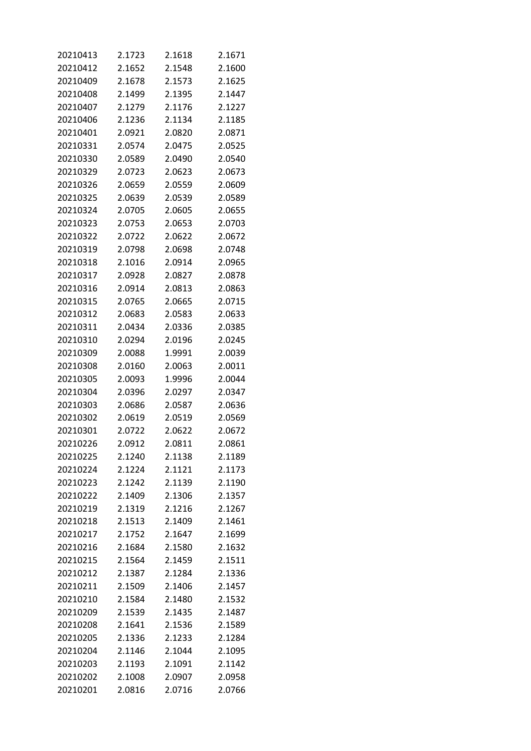| | | | |
|---|---|---|---|
| 20210413 | 2.1723 | 2.1618 | 2.1671 |
| 20210412 | 2.1652 | 2.1548 | 2.1600 |
| 20210409 | 2.1678 | 2.1573 | 2.1625 |
| 20210408 | 2.1499 | 2.1395 | 2.1447 |
| 20210407 | 2.1279 | 2.1176 | 2.1227 |
| 20210406 | 2.1236 | 2.1134 | 2.1185 |
| 20210401 | 2.0921 | 2.0820 | 2.0871 |
| 20210331 | 2.0574 | 2.0475 | 2.0525 |
| 20210330 | 2.0589 | 2.0490 | 2.0540 |
| 20210329 | 2.0723 | 2.0623 | 2.0673 |
| 20210326 | 2.0659 | 2.0559 | 2.0609 |
| 20210325 | 2.0639 | 2.0539 | 2.0589 |
| 20210324 | 2.0705 | 2.0605 | 2.0655 |
| 20210323 | 2.0753 | 2.0653 | 2.0703 |
| 20210322 | 2.0722 | 2.0622 | 2.0672 |
| 20210319 | 2.0798 | 2.0698 | 2.0748 |
| 20210318 | 2.1016 | 2.0914 | 2.0965 |
| 20210317 | 2.0928 | 2.0827 | 2.0878 |
| 20210316 | 2.0914 | 2.0813 | 2.0863 |
| 20210315 | 2.0765 | 2.0665 | 2.0715 |
| 20210312 | 2.0683 | 2.0583 | 2.0633 |
| 20210311 | 2.0434 | 2.0336 | 2.0385 |
| 20210310 | 2.0294 | 2.0196 | 2.0245 |
| 20210309 | 2.0088 | 1.9991 | 2.0039 |
| 20210308 | 2.0160 | 2.0063 | 2.0011 |
| 20210305 | 2.0093 | 1.9996 | 2.0044 |
| 20210304 | 2.0396 | 2.0297 | 2.0347 |
| 20210303 | 2.0686 | 2.0587 | 2.0636 |
| 20210302 | 2.0619 | 2.0519 | 2.0569 |
| 20210301 | 2.0722 | 2.0622 | 2.0672 |
| 20210226 | 2.0912 | 2.0811 | 2.0861 |
| 20210225 | 2.1240 | 2.1138 | 2.1189 |
| 20210224 | 2.1224 | 2.1121 | 2.1173 |
| 20210223 | 2.1242 | 2.1139 | 2.1190 |
| 20210222 | 2.1409 | 2.1306 | 2.1357 |
| 20210219 | 2.1319 | 2.1216 | 2.1267 |
| 20210218 | 2.1513 | 2.1409 | 2.1461 |
| 20210217 | 2.1752 | 2.1647 | 2.1699 |
| 20210216 | 2.1684 | 2.1580 | 2.1632 |
| 20210215 | 2.1564 | 2.1459 | 2.1511 |
| 20210212 | 2.1387 | 2.1284 | 2.1336 |
| 20210211 | 2.1509 | 2.1406 | 2.1457 |
| 20210210 | 2.1584 | 2.1480 | 2.1532 |
| 20210209 | 2.1539 | 2.1435 | 2.1487 |
| 20210208 | 2.1641 | 2.1536 | 2.1589 |
| 20210205 | 2.1336 | 2.1233 | 2.1284 |
| 20210204 | 2.1146 | 2.1044 | 2.1095 |
| 20210203 | 2.1193 | 2.1091 | 2.1142 |
| 20210202 | 2.1008 | 2.0907 | 2.0958 |
| 20210201 | 2.0816 | 2.0716 | 2.0766 |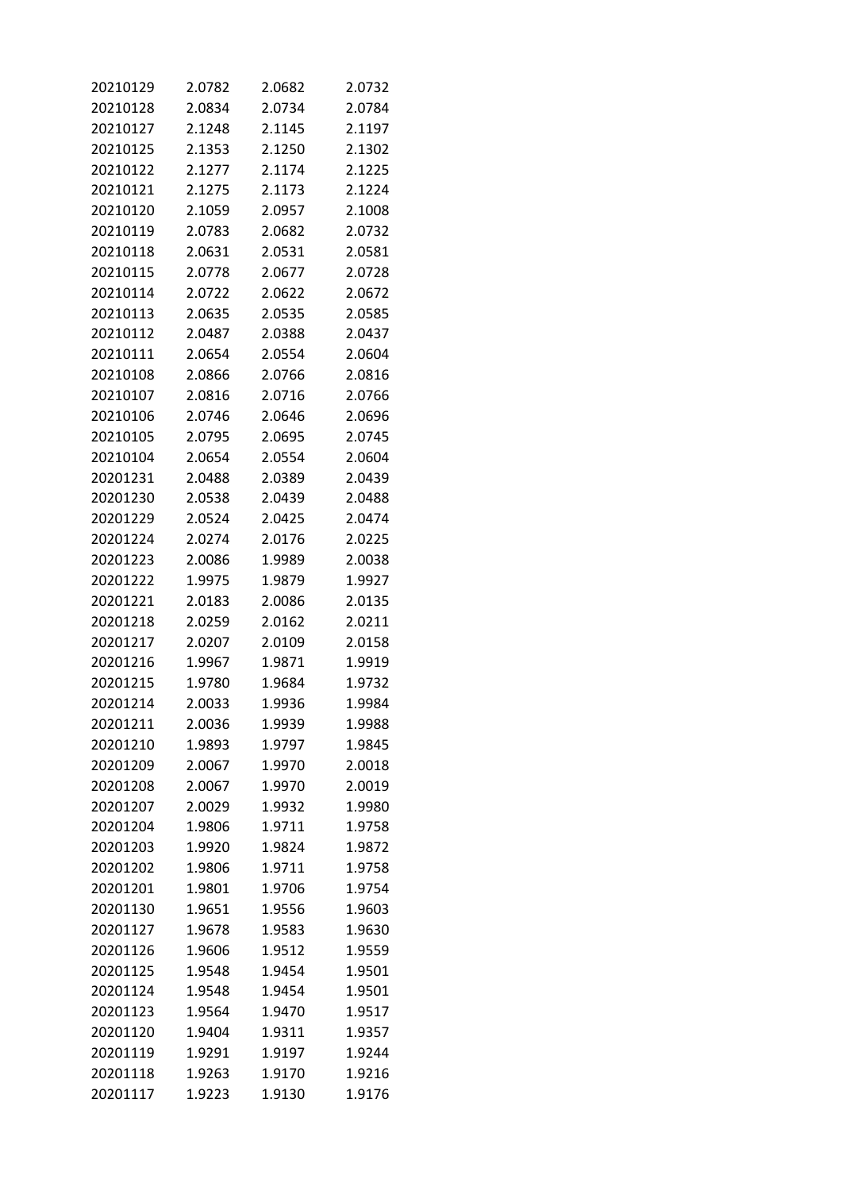| | | | |
|---|---|---|---|
| 20210129 | 2.0782 | 2.0682 | 2.0732 |
| 20210128 | 2.0834 | 2.0734 | 2.0784 |
| 20210127 | 2.1248 | 2.1145 | 2.1197 |
| 20210125 | 2.1353 | 2.1250 | 2.1302 |
| 20210122 | 2.1277 | 2.1174 | 2.1225 |
| 20210121 | 2.1275 | 2.1173 | 2.1224 |
| 20210120 | 2.1059 | 2.0957 | 2.1008 |
| 20210119 | 2.0783 | 2.0682 | 2.0732 |
| 20210118 | 2.0631 | 2.0531 | 2.0581 |
| 20210115 | 2.0778 | 2.0677 | 2.0728 |
| 20210114 | 2.0722 | 2.0622 | 2.0672 |
| 20210113 | 2.0635 | 2.0535 | 2.0585 |
| 20210112 | 2.0487 | 2.0388 | 2.0437 |
| 20210111 | 2.0654 | 2.0554 | 2.0604 |
| 20210108 | 2.0866 | 2.0766 | 2.0816 |
| 20210107 | 2.0816 | 2.0716 | 2.0766 |
| 20210106 | 2.0746 | 2.0646 | 2.0696 |
| 20210105 | 2.0795 | 2.0695 | 2.0745 |
| 20210104 | 2.0654 | 2.0554 | 2.0604 |
| 20201231 | 2.0488 | 2.0389 | 2.0439 |
| 20201230 | 2.0538 | 2.0439 | 2.0488 |
| 20201229 | 2.0524 | 2.0425 | 2.0474 |
| 20201224 | 2.0274 | 2.0176 | 2.0225 |
| 20201223 | 2.0086 | 1.9989 | 2.0038 |
| 20201222 | 1.9975 | 1.9879 | 1.9927 |
| 20201221 | 2.0183 | 2.0086 | 2.0135 |
| 20201218 | 2.0259 | 2.0162 | 2.0211 |
| 20201217 | 2.0207 | 2.0109 | 2.0158 |
| 20201216 | 1.9967 | 1.9871 | 1.9919 |
| 20201215 | 1.9780 | 1.9684 | 1.9732 |
| 20201214 | 2.0033 | 1.9936 | 1.9984 |
| 20201211 | 2.0036 | 1.9939 | 1.9988 |
| 20201210 | 1.9893 | 1.9797 | 1.9845 |
| 20201209 | 2.0067 | 1.9970 | 2.0018 |
| 20201208 | 2.0067 | 1.9970 | 2.0019 |
| 20201207 | 2.0029 | 1.9932 | 1.9980 |
| 20201204 | 1.9806 | 1.9711 | 1.9758 |
| 20201203 | 1.9920 | 1.9824 | 1.9872 |
| 20201202 | 1.9806 | 1.9711 | 1.9758 |
| 20201201 | 1.9801 | 1.9706 | 1.9754 |
| 20201130 | 1.9651 | 1.9556 | 1.9603 |
| 20201127 | 1.9678 | 1.9583 | 1.9630 |
| 20201126 | 1.9606 | 1.9512 | 1.9559 |
| 20201125 | 1.9548 | 1.9454 | 1.9501 |
| 20201124 | 1.9548 | 1.9454 | 1.9501 |
| 20201123 | 1.9564 | 1.9470 | 1.9517 |
| 20201120 | 1.9404 | 1.9311 | 1.9357 |
| 20201119 | 1.9291 | 1.9197 | 1.9244 |
| 20201118 | 1.9263 | 1.9170 | 1.9216 |
| 20201117 | 1.9223 | 1.9130 | 1.9176 |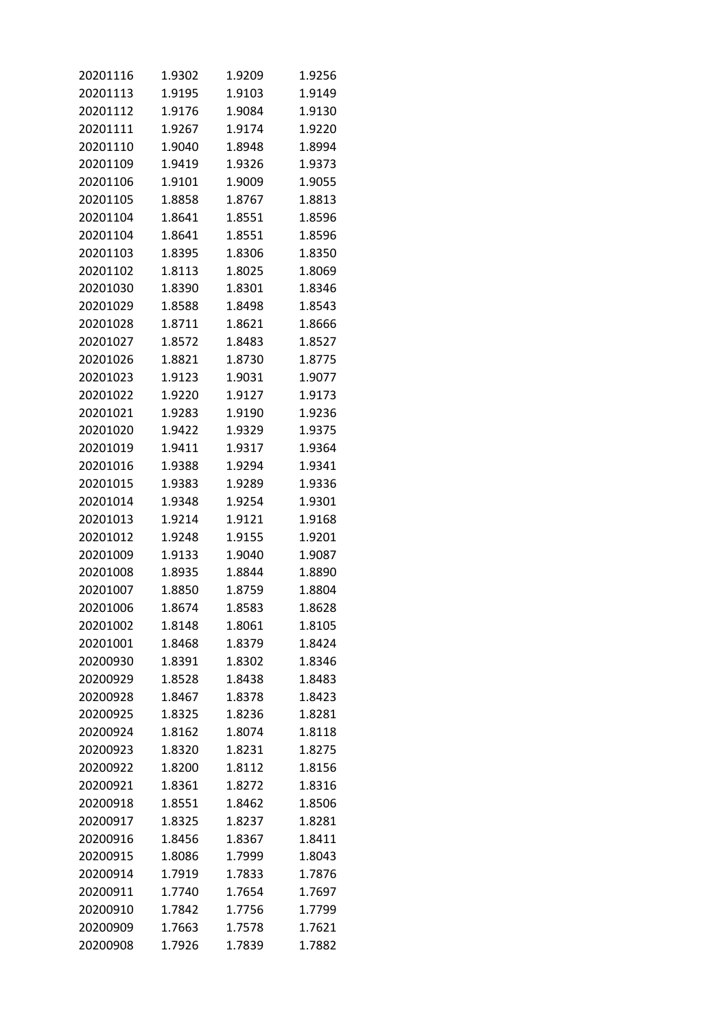| | | | |
|---|---|---|---|
| 20201116 | 1.9302 | 1.9209 | 1.9256 |
| 20201113 | 1.9195 | 1.9103 | 1.9149 |
| 20201112 | 1.9176 | 1.9084 | 1.9130 |
| 20201111 | 1.9267 | 1.9174 | 1.9220 |
| 20201110 | 1.9040 | 1.8948 | 1.8994 |
| 20201109 | 1.9419 | 1.9326 | 1.9373 |
| 20201106 | 1.9101 | 1.9009 | 1.9055 |
| 20201105 | 1.8858 | 1.8767 | 1.8813 |
| 20201104 | 1.8641 | 1.8551 | 1.8596 |
| 20201104 | 1.8641 | 1.8551 | 1.8596 |
| 20201103 | 1.8395 | 1.8306 | 1.8350 |
| 20201102 | 1.8113 | 1.8025 | 1.8069 |
| 20201030 | 1.8390 | 1.8301 | 1.8346 |
| 20201029 | 1.8588 | 1.8498 | 1.8543 |
| 20201028 | 1.8711 | 1.8621 | 1.8666 |
| 20201027 | 1.8572 | 1.8483 | 1.8527 |
| 20201026 | 1.8821 | 1.8730 | 1.8775 |
| 20201023 | 1.9123 | 1.9031 | 1.9077 |
| 20201022 | 1.9220 | 1.9127 | 1.9173 |
| 20201021 | 1.9283 | 1.9190 | 1.9236 |
| 20201020 | 1.9422 | 1.9329 | 1.9375 |
| 20201019 | 1.9411 | 1.9317 | 1.9364 |
| 20201016 | 1.9388 | 1.9294 | 1.9341 |
| 20201015 | 1.9383 | 1.9289 | 1.9336 |
| 20201014 | 1.9348 | 1.9254 | 1.9301 |
| 20201013 | 1.9214 | 1.9121 | 1.9168 |
| 20201012 | 1.9248 | 1.9155 | 1.9201 |
| 20201009 | 1.9133 | 1.9040 | 1.9087 |
| 20201008 | 1.8935 | 1.8844 | 1.8890 |
| 20201007 | 1.8850 | 1.8759 | 1.8804 |
| 20201006 | 1.8674 | 1.8583 | 1.8628 |
| 20201002 | 1.8148 | 1.8061 | 1.8105 |
| 20201001 | 1.8468 | 1.8379 | 1.8424 |
| 20200930 | 1.8391 | 1.8302 | 1.8346 |
| 20200929 | 1.8528 | 1.8438 | 1.8483 |
| 20200928 | 1.8467 | 1.8378 | 1.8423 |
| 20200925 | 1.8325 | 1.8236 | 1.8281 |
| 20200924 | 1.8162 | 1.8074 | 1.8118 |
| 20200923 | 1.8320 | 1.8231 | 1.8275 |
| 20200922 | 1.8200 | 1.8112 | 1.8156 |
| 20200921 | 1.8361 | 1.8272 | 1.8316 |
| 20200918 | 1.8551 | 1.8462 | 1.8506 |
| 20200917 | 1.8325 | 1.8237 | 1.8281 |
| 20200916 | 1.8456 | 1.8367 | 1.8411 |
| 20200915 | 1.8086 | 1.7999 | 1.8043 |
| 20200914 | 1.7919 | 1.7833 | 1.7876 |
| 20200911 | 1.7740 | 1.7654 | 1.7697 |
| 20200910 | 1.7842 | 1.7756 | 1.7799 |
| 20200909 | 1.7663 | 1.7578 | 1.7621 |
| 20200908 | 1.7926 | 1.7839 | 1.7882 |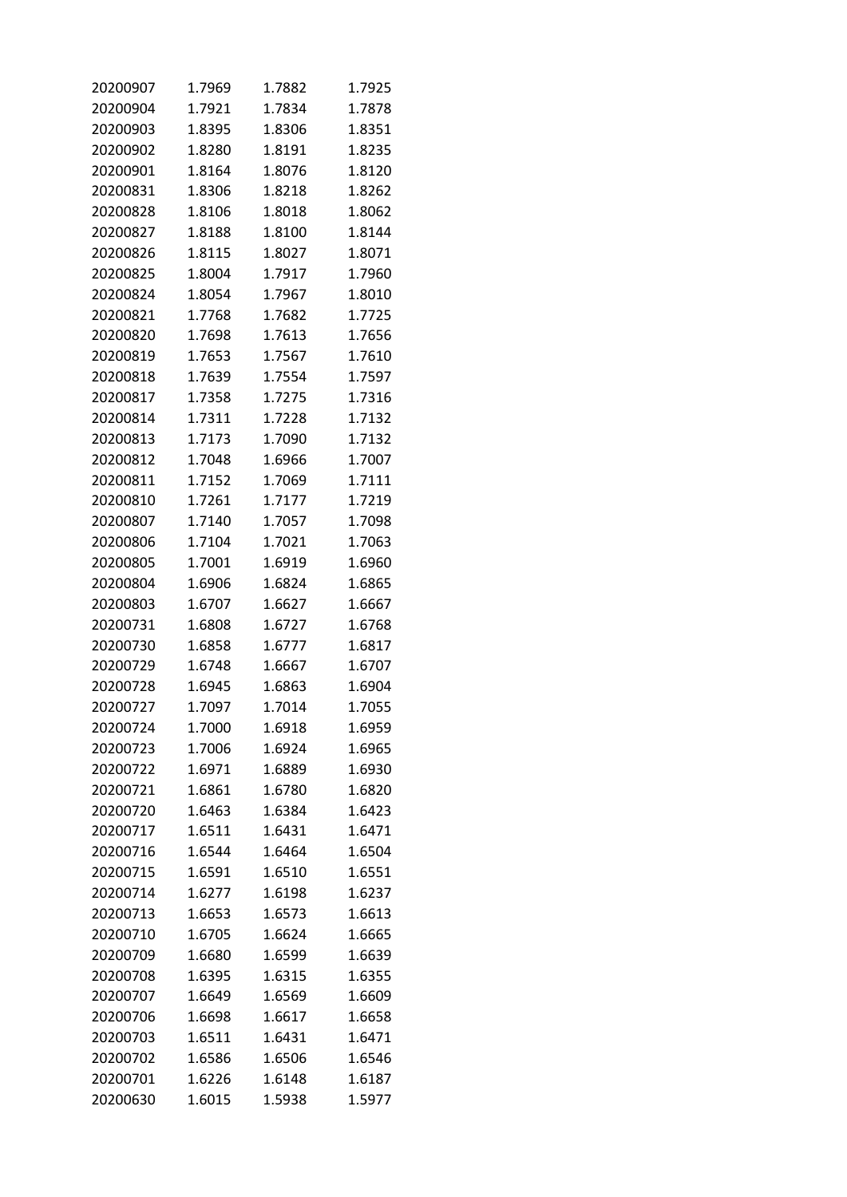| | | | |
|---|---|---|---|
| 20200907 | 1.7969 | 1.7882 | 1.7925 |
| 20200904 | 1.7921 | 1.7834 | 1.7878 |
| 20200903 | 1.8395 | 1.8306 | 1.8351 |
| 20200902 | 1.8280 | 1.8191 | 1.8235 |
| 20200901 | 1.8164 | 1.8076 | 1.8120 |
| 20200831 | 1.8306 | 1.8218 | 1.8262 |
| 20200828 | 1.8106 | 1.8018 | 1.8062 |
| 20200827 | 1.8188 | 1.8100 | 1.8144 |
| 20200826 | 1.8115 | 1.8027 | 1.8071 |
| 20200825 | 1.8004 | 1.7917 | 1.7960 |
| 20200824 | 1.8054 | 1.7967 | 1.8010 |
| 20200821 | 1.7768 | 1.7682 | 1.7725 |
| 20200820 | 1.7698 | 1.7613 | 1.7656 |
| 20200819 | 1.7653 | 1.7567 | 1.7610 |
| 20200818 | 1.7639 | 1.7554 | 1.7597 |
| 20200817 | 1.7358 | 1.7275 | 1.7316 |
| 20200814 | 1.7311 | 1.7228 | 1.7132 |
| 20200813 | 1.7173 | 1.7090 | 1.7132 |
| 20200812 | 1.7048 | 1.6966 | 1.7007 |
| 20200811 | 1.7152 | 1.7069 | 1.7111 |
| 20200810 | 1.7261 | 1.7177 | 1.7219 |
| 20200807 | 1.7140 | 1.7057 | 1.7098 |
| 20200806 | 1.7104 | 1.7021 | 1.7063 |
| 20200805 | 1.7001 | 1.6919 | 1.6960 |
| 20200804 | 1.6906 | 1.6824 | 1.6865 |
| 20200803 | 1.6707 | 1.6627 | 1.6667 |
| 20200731 | 1.6808 | 1.6727 | 1.6768 |
| 20200730 | 1.6858 | 1.6777 | 1.6817 |
| 20200729 | 1.6748 | 1.6667 | 1.6707 |
| 20200728 | 1.6945 | 1.6863 | 1.6904 |
| 20200727 | 1.7097 | 1.7014 | 1.7055 |
| 20200724 | 1.7000 | 1.6918 | 1.6959 |
| 20200723 | 1.7006 | 1.6924 | 1.6965 |
| 20200722 | 1.6971 | 1.6889 | 1.6930 |
| 20200721 | 1.6861 | 1.6780 | 1.6820 |
| 20200720 | 1.6463 | 1.6384 | 1.6423 |
| 20200717 | 1.6511 | 1.6431 | 1.6471 |
| 20200716 | 1.6544 | 1.6464 | 1.6504 |
| 20200715 | 1.6591 | 1.6510 | 1.6551 |
| 20200714 | 1.6277 | 1.6198 | 1.6237 |
| 20200713 | 1.6653 | 1.6573 | 1.6613 |
| 20200710 | 1.6705 | 1.6624 | 1.6665 |
| 20200709 | 1.6680 | 1.6599 | 1.6639 |
| 20200708 | 1.6395 | 1.6315 | 1.6355 |
| 20200707 | 1.6649 | 1.6569 | 1.6609 |
| 20200706 | 1.6698 | 1.6617 | 1.6658 |
| 20200703 | 1.6511 | 1.6431 | 1.6471 |
| 20200702 | 1.6586 | 1.6506 | 1.6546 |
| 20200701 | 1.6226 | 1.6148 | 1.6187 |
| 20200630 | 1.6015 | 1.5938 | 1.5977 |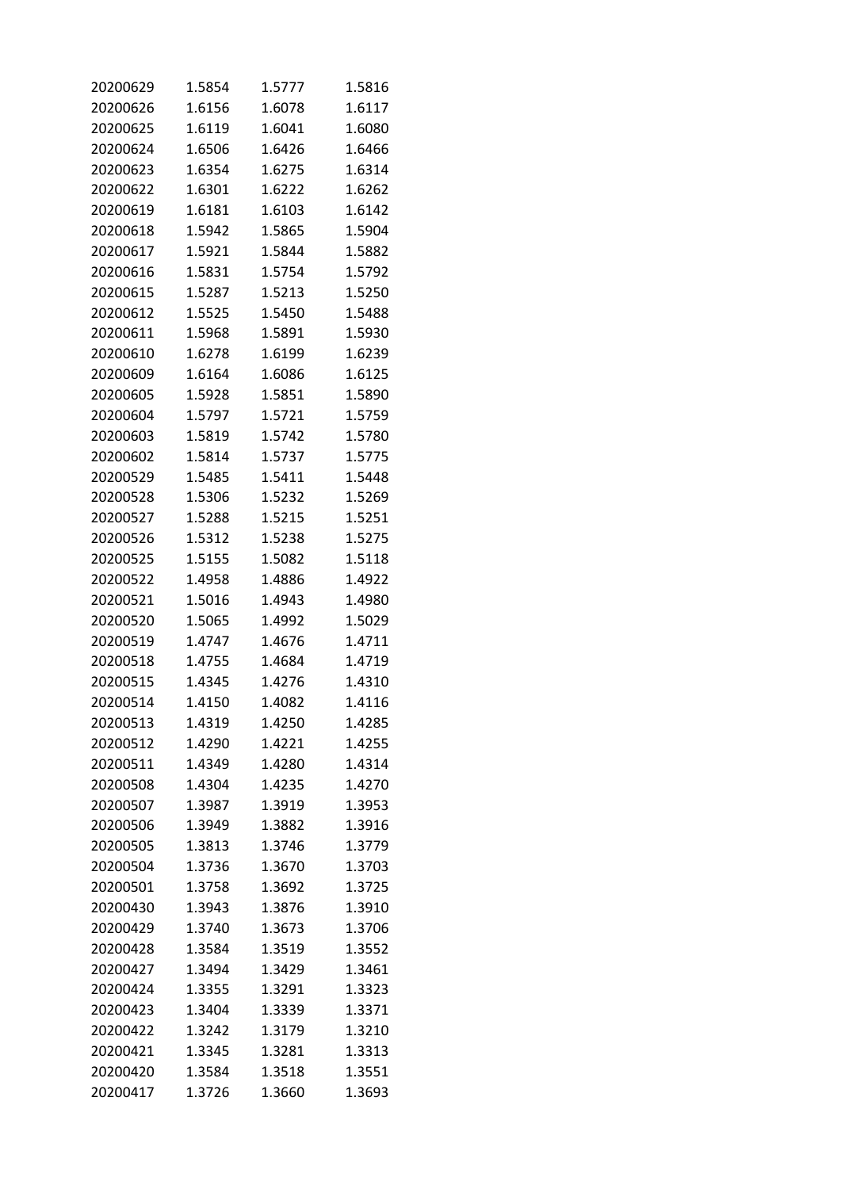| | | | |
|---|---|---|---|
| 20200629 | 1.5854 | 1.5777 | 1.5816 |
| 20200626 | 1.6156 | 1.6078 | 1.6117 |
| 20200625 | 1.6119 | 1.6041 | 1.6080 |
| 20200624 | 1.6506 | 1.6426 | 1.6466 |
| 20200623 | 1.6354 | 1.6275 | 1.6314 |
| 20200622 | 1.6301 | 1.6222 | 1.6262 |
| 20200619 | 1.6181 | 1.6103 | 1.6142 |
| 20200618 | 1.5942 | 1.5865 | 1.5904 |
| 20200617 | 1.5921 | 1.5844 | 1.5882 |
| 20200616 | 1.5831 | 1.5754 | 1.5792 |
| 20200615 | 1.5287 | 1.5213 | 1.5250 |
| 20200612 | 1.5525 | 1.5450 | 1.5488 |
| 20200611 | 1.5968 | 1.5891 | 1.5930 |
| 20200610 | 1.6278 | 1.6199 | 1.6239 |
| 20200609 | 1.6164 | 1.6086 | 1.6125 |
| 20200605 | 1.5928 | 1.5851 | 1.5890 |
| 20200604 | 1.5797 | 1.5721 | 1.5759 |
| 20200603 | 1.5819 | 1.5742 | 1.5780 |
| 20200602 | 1.5814 | 1.5737 | 1.5775 |
| 20200529 | 1.5485 | 1.5411 | 1.5448 |
| 20200528 | 1.5306 | 1.5232 | 1.5269 |
| 20200527 | 1.5288 | 1.5215 | 1.5251 |
| 20200526 | 1.5312 | 1.5238 | 1.5275 |
| 20200525 | 1.5155 | 1.5082 | 1.5118 |
| 20200522 | 1.4958 | 1.4886 | 1.4922 |
| 20200521 | 1.5016 | 1.4943 | 1.4980 |
| 20200520 | 1.5065 | 1.4992 | 1.5029 |
| 20200519 | 1.4747 | 1.4676 | 1.4711 |
| 20200518 | 1.4755 | 1.4684 | 1.4719 |
| 20200515 | 1.4345 | 1.4276 | 1.4310 |
| 20200514 | 1.4150 | 1.4082 | 1.4116 |
| 20200513 | 1.4319 | 1.4250 | 1.4285 |
| 20200512 | 1.4290 | 1.4221 | 1.4255 |
| 20200511 | 1.4349 | 1.4280 | 1.4314 |
| 20200508 | 1.4304 | 1.4235 | 1.4270 |
| 20200507 | 1.3987 | 1.3919 | 1.3953 |
| 20200506 | 1.3949 | 1.3882 | 1.3916 |
| 20200505 | 1.3813 | 1.3746 | 1.3779 |
| 20200504 | 1.3736 | 1.3670 | 1.3703 |
| 20200501 | 1.3758 | 1.3692 | 1.3725 |
| 20200430 | 1.3943 | 1.3876 | 1.3910 |
| 20200429 | 1.3740 | 1.3673 | 1.3706 |
| 20200428 | 1.3584 | 1.3519 | 1.3552 |
| 20200427 | 1.3494 | 1.3429 | 1.3461 |
| 20200424 | 1.3355 | 1.3291 | 1.3323 |
| 20200423 | 1.3404 | 1.3339 | 1.3371 |
| 20200422 | 1.3242 | 1.3179 | 1.3210 |
| 20200421 | 1.3345 | 1.3281 | 1.3313 |
| 20200420 | 1.3584 | 1.3518 | 1.3551 |
| 20200417 | 1.3726 | 1.3660 | 1.3693 |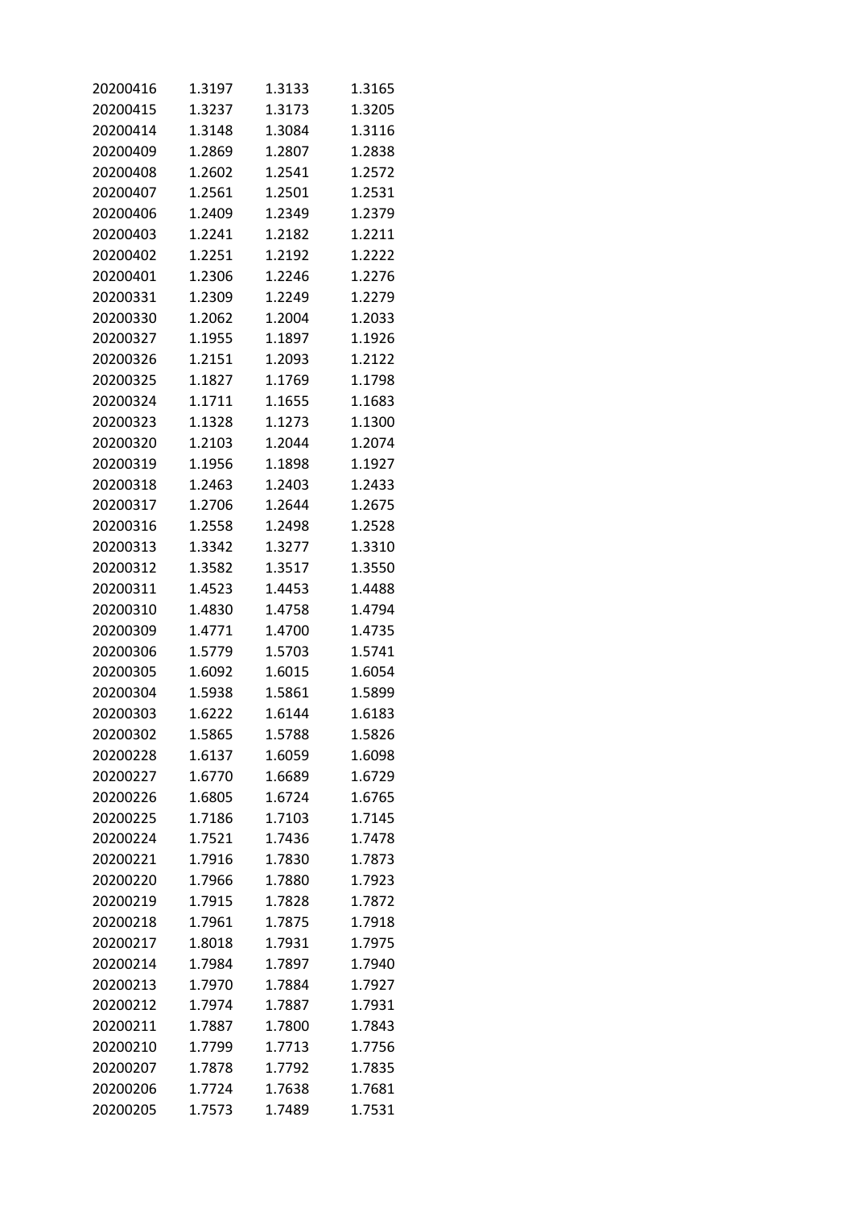| | | | |
|---|---|---|---|
| 20200416 | 1.3197 | 1.3133 | 1.3165 |
| 20200415 | 1.3237 | 1.3173 | 1.3205 |
| 20200414 | 1.3148 | 1.3084 | 1.3116 |
| 20200409 | 1.2869 | 1.2807 | 1.2838 |
| 20200408 | 1.2602 | 1.2541 | 1.2572 |
| 20200407 | 1.2561 | 1.2501 | 1.2531 |
| 20200406 | 1.2409 | 1.2349 | 1.2379 |
| 20200403 | 1.2241 | 1.2182 | 1.2211 |
| 20200402 | 1.2251 | 1.2192 | 1.2222 |
| 20200401 | 1.2306 | 1.2246 | 1.2276 |
| 20200331 | 1.2309 | 1.2249 | 1.2279 |
| 20200330 | 1.2062 | 1.2004 | 1.2033 |
| 20200327 | 1.1955 | 1.1897 | 1.1926 |
| 20200326 | 1.2151 | 1.2093 | 1.2122 |
| 20200325 | 1.1827 | 1.1769 | 1.1798 |
| 20200324 | 1.1711 | 1.1655 | 1.1683 |
| 20200323 | 1.1328 | 1.1273 | 1.1300 |
| 20200320 | 1.2103 | 1.2044 | 1.2074 |
| 20200319 | 1.1956 | 1.1898 | 1.1927 |
| 20200318 | 1.2463 | 1.2403 | 1.2433 |
| 20200317 | 1.2706 | 1.2644 | 1.2675 |
| 20200316 | 1.2558 | 1.2498 | 1.2528 |
| 20200313 | 1.3342 | 1.3277 | 1.3310 |
| 20200312 | 1.3582 | 1.3517 | 1.3550 |
| 20200311 | 1.4523 | 1.4453 | 1.4488 |
| 20200310 | 1.4830 | 1.4758 | 1.4794 |
| 20200309 | 1.4771 | 1.4700 | 1.4735 |
| 20200306 | 1.5779 | 1.5703 | 1.5741 |
| 20200305 | 1.6092 | 1.6015 | 1.6054 |
| 20200304 | 1.5938 | 1.5861 | 1.5899 |
| 20200303 | 1.6222 | 1.6144 | 1.6183 |
| 20200302 | 1.5865 | 1.5788 | 1.5826 |
| 20200228 | 1.6137 | 1.6059 | 1.6098 |
| 20200227 | 1.6770 | 1.6689 | 1.6729 |
| 20200226 | 1.6805 | 1.6724 | 1.6765 |
| 20200225 | 1.7186 | 1.7103 | 1.7145 |
| 20200224 | 1.7521 | 1.7436 | 1.7478 |
| 20200221 | 1.7916 | 1.7830 | 1.7873 |
| 20200220 | 1.7966 | 1.7880 | 1.7923 |
| 20200219 | 1.7915 | 1.7828 | 1.7872 |
| 20200218 | 1.7961 | 1.7875 | 1.7918 |
| 20200217 | 1.8018 | 1.7931 | 1.7975 |
| 20200214 | 1.7984 | 1.7897 | 1.7940 |
| 20200213 | 1.7970 | 1.7884 | 1.7927 |
| 20200212 | 1.7974 | 1.7887 | 1.7931 |
| 20200211 | 1.7887 | 1.7800 | 1.7843 |
| 20200210 | 1.7799 | 1.7713 | 1.7756 |
| 20200207 | 1.7878 | 1.7792 | 1.7835 |
| 20200206 | 1.7724 | 1.7638 | 1.7681 |
| 20200205 | 1.7573 | 1.7489 | 1.7531 |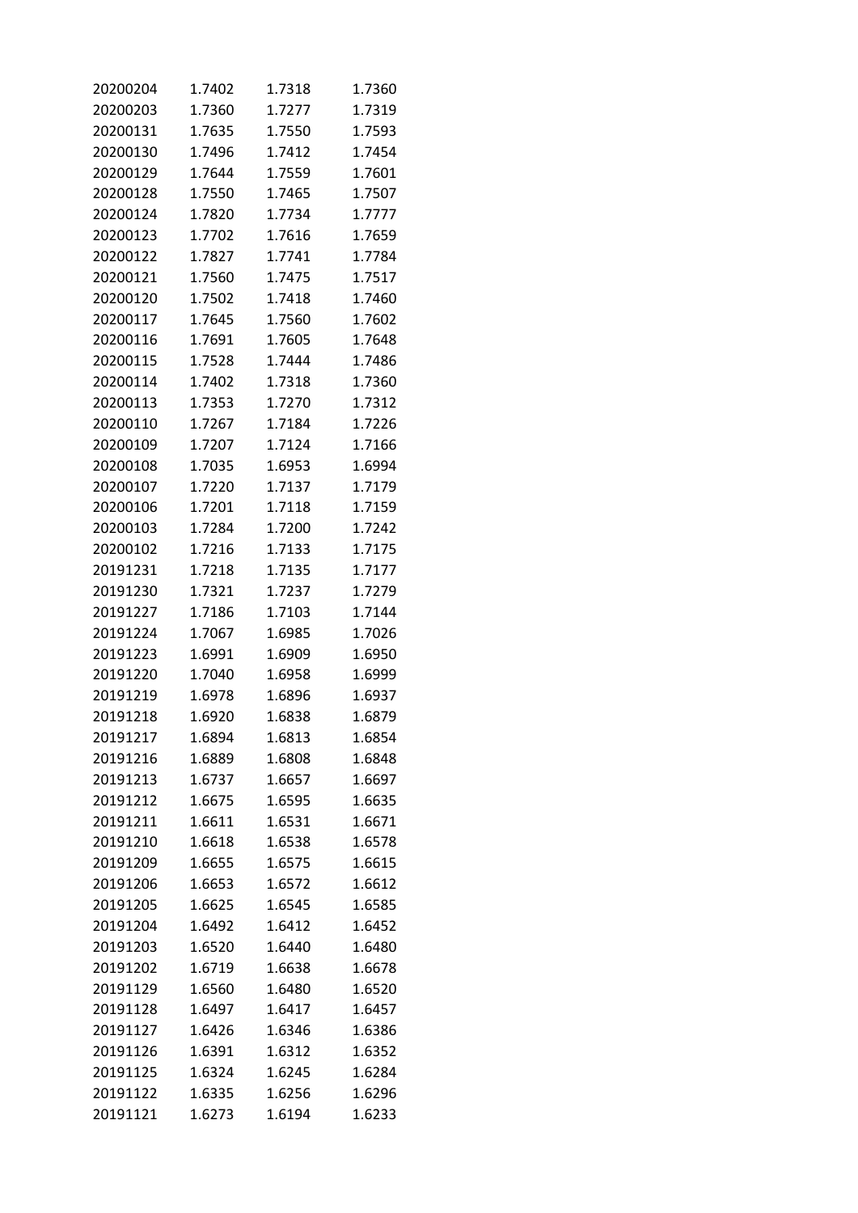| | | | |
|---|---|---|---|
| 20200204 | 1.7402 | 1.7318 | 1.7360 |
| 20200203 | 1.7360 | 1.7277 | 1.7319 |
| 20200131 | 1.7635 | 1.7550 | 1.7593 |
| 20200130 | 1.7496 | 1.7412 | 1.7454 |
| 20200129 | 1.7644 | 1.7559 | 1.7601 |
| 20200128 | 1.7550 | 1.7465 | 1.7507 |
| 20200124 | 1.7820 | 1.7734 | 1.7777 |
| 20200123 | 1.7702 | 1.7616 | 1.7659 |
| 20200122 | 1.7827 | 1.7741 | 1.7784 |
| 20200121 | 1.7560 | 1.7475 | 1.7517 |
| 20200120 | 1.7502 | 1.7418 | 1.7460 |
| 20200117 | 1.7645 | 1.7560 | 1.7602 |
| 20200116 | 1.7691 | 1.7605 | 1.7648 |
| 20200115 | 1.7528 | 1.7444 | 1.7486 |
| 20200114 | 1.7402 | 1.7318 | 1.7360 |
| 20200113 | 1.7353 | 1.7270 | 1.7312 |
| 20200110 | 1.7267 | 1.7184 | 1.7226 |
| 20200109 | 1.7207 | 1.7124 | 1.7166 |
| 20200108 | 1.7035 | 1.6953 | 1.6994 |
| 20200107 | 1.7220 | 1.7137 | 1.7179 |
| 20200106 | 1.7201 | 1.7118 | 1.7159 |
| 20200103 | 1.7284 | 1.7200 | 1.7242 |
| 20200102 | 1.7216 | 1.7133 | 1.7175 |
| 20191231 | 1.7218 | 1.7135 | 1.7177 |
| 20191230 | 1.7321 | 1.7237 | 1.7279 |
| 20191227 | 1.7186 | 1.7103 | 1.7144 |
| 20191224 | 1.7067 | 1.6985 | 1.7026 |
| 20191223 | 1.6991 | 1.6909 | 1.6950 |
| 20191220 | 1.7040 | 1.6958 | 1.6999 |
| 20191219 | 1.6978 | 1.6896 | 1.6937 |
| 20191218 | 1.6920 | 1.6838 | 1.6879 |
| 20191217 | 1.6894 | 1.6813 | 1.6854 |
| 20191216 | 1.6889 | 1.6808 | 1.6848 |
| 20191213 | 1.6737 | 1.6657 | 1.6697 |
| 20191212 | 1.6675 | 1.6595 | 1.6635 |
| 20191211 | 1.6611 | 1.6531 | 1.6671 |
| 20191210 | 1.6618 | 1.6538 | 1.6578 |
| 20191209 | 1.6655 | 1.6575 | 1.6615 |
| 20191206 | 1.6653 | 1.6572 | 1.6612 |
| 20191205 | 1.6625 | 1.6545 | 1.6585 |
| 20191204 | 1.6492 | 1.6412 | 1.6452 |
| 20191203 | 1.6520 | 1.6440 | 1.6480 |
| 20191202 | 1.6719 | 1.6638 | 1.6678 |
| 20191129 | 1.6560 | 1.6480 | 1.6520 |
| 20191128 | 1.6497 | 1.6417 | 1.6457 |
| 20191127 | 1.6426 | 1.6346 | 1.6386 |
| 20191126 | 1.6391 | 1.6312 | 1.6352 |
| 20191125 | 1.6324 | 1.6245 | 1.6284 |
| 20191122 | 1.6335 | 1.6256 | 1.6296 |
| 20191121 | 1.6273 | 1.6194 | 1.6233 |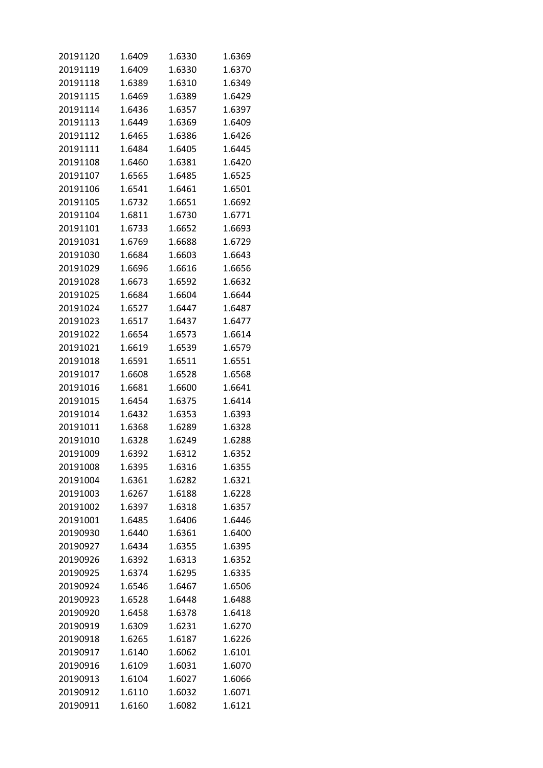| | | | |
|---|---|---|---|
| 20191120 | 1.6409 | 1.6330 | 1.6369 |
| 20191119 | 1.6409 | 1.6330 | 1.6370 |
| 20191118 | 1.6389 | 1.6310 | 1.6349 |
| 20191115 | 1.6469 | 1.6389 | 1.6429 |
| 20191114 | 1.6436 | 1.6357 | 1.6397 |
| 20191113 | 1.6449 | 1.6369 | 1.6409 |
| 20191112 | 1.6465 | 1.6386 | 1.6426 |
| 20191111 | 1.6484 | 1.6405 | 1.6445 |
| 20191108 | 1.6460 | 1.6381 | 1.6420 |
| 20191107 | 1.6565 | 1.6485 | 1.6525 |
| 20191106 | 1.6541 | 1.6461 | 1.6501 |
| 20191105 | 1.6732 | 1.6651 | 1.6692 |
| 20191104 | 1.6811 | 1.6730 | 1.6771 |
| 20191101 | 1.6733 | 1.6652 | 1.6693 |
| 20191031 | 1.6769 | 1.6688 | 1.6729 |
| 20191030 | 1.6684 | 1.6603 | 1.6643 |
| 20191029 | 1.6696 | 1.6616 | 1.6656 |
| 20191028 | 1.6673 | 1.6592 | 1.6632 |
| 20191025 | 1.6684 | 1.6604 | 1.6644 |
| 20191024 | 1.6527 | 1.6447 | 1.6487 |
| 20191023 | 1.6517 | 1.6437 | 1.6477 |
| 20191022 | 1.6654 | 1.6573 | 1.6614 |
| 20191021 | 1.6619 | 1.6539 | 1.6579 |
| 20191018 | 1.6591 | 1.6511 | 1.6551 |
| 20191017 | 1.6608 | 1.6528 | 1.6568 |
| 20191016 | 1.6681 | 1.6600 | 1.6641 |
| 20191015 | 1.6454 | 1.6375 | 1.6414 |
| 20191014 | 1.6432 | 1.6353 | 1.6393 |
| 20191011 | 1.6368 | 1.6289 | 1.6328 |
| 20191010 | 1.6328 | 1.6249 | 1.6288 |
| 20191009 | 1.6392 | 1.6312 | 1.6352 |
| 20191008 | 1.6395 | 1.6316 | 1.6355 |
| 20191004 | 1.6361 | 1.6282 | 1.6321 |
| 20191003 | 1.6267 | 1.6188 | 1.6228 |
| 20191002 | 1.6397 | 1.6318 | 1.6357 |
| 20191001 | 1.6485 | 1.6406 | 1.6446 |
| 20190930 | 1.6440 | 1.6361 | 1.6400 |
| 20190927 | 1.6434 | 1.6355 | 1.6395 |
| 20190926 | 1.6392 | 1.6313 | 1.6352 |
| 20190925 | 1.6374 | 1.6295 | 1.6335 |
| 20190924 | 1.6546 | 1.6467 | 1.6506 |
| 20190923 | 1.6528 | 1.6448 | 1.6488 |
| 20190920 | 1.6458 | 1.6378 | 1.6418 |
| 20190919 | 1.6309 | 1.6231 | 1.6270 |
| 20190918 | 1.6265 | 1.6187 | 1.6226 |
| 20190917 | 1.6140 | 1.6062 | 1.6101 |
| 20190916 | 1.6109 | 1.6031 | 1.6070 |
| 20190913 | 1.6104 | 1.6027 | 1.6066 |
| 20190912 | 1.6110 | 1.6032 | 1.6071 |
| 20190911 | 1.6160 | 1.6082 | 1.6121 |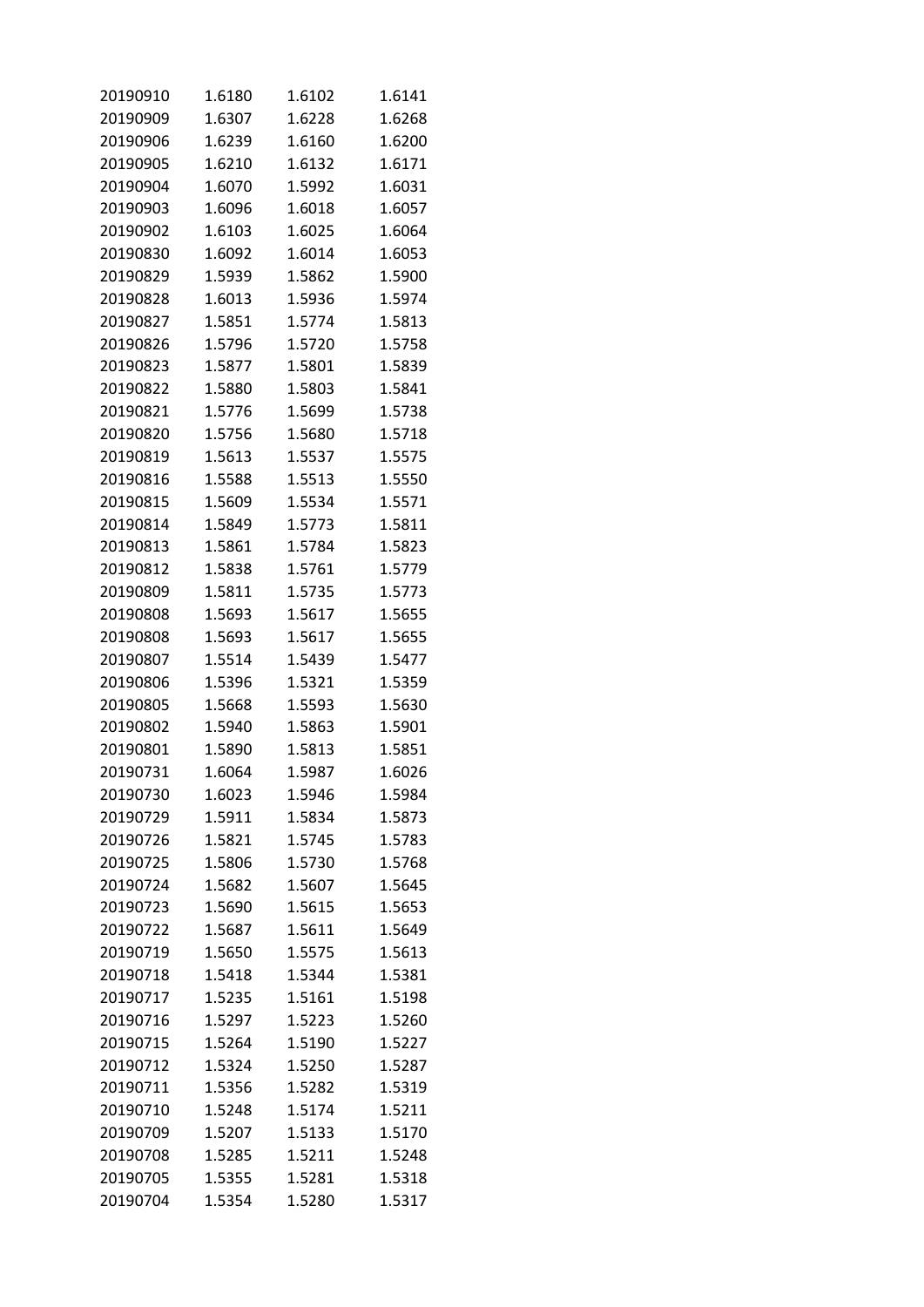| | | | |
|---|---|---|---|
| 20190910 | 1.6180 | 1.6102 | 1.6141 |
| 20190909 | 1.6307 | 1.6228 | 1.6268 |
| 20190906 | 1.6239 | 1.6160 | 1.6200 |
| 20190905 | 1.6210 | 1.6132 | 1.6171 |
| 20190904 | 1.6070 | 1.5992 | 1.6031 |
| 20190903 | 1.6096 | 1.6018 | 1.6057 |
| 20190902 | 1.6103 | 1.6025 | 1.6064 |
| 20190830 | 1.6092 | 1.6014 | 1.6053 |
| 20190829 | 1.5939 | 1.5862 | 1.5900 |
| 20190828 | 1.6013 | 1.5936 | 1.5974 |
| 20190827 | 1.5851 | 1.5774 | 1.5813 |
| 20190826 | 1.5796 | 1.5720 | 1.5758 |
| 20190823 | 1.5877 | 1.5801 | 1.5839 |
| 20190822 | 1.5880 | 1.5803 | 1.5841 |
| 20190821 | 1.5776 | 1.5699 | 1.5738 |
| 20190820 | 1.5756 | 1.5680 | 1.5718 |
| 20190819 | 1.5613 | 1.5537 | 1.5575 |
| 20190816 | 1.5588 | 1.5513 | 1.5550 |
| 20190815 | 1.5609 | 1.5534 | 1.5571 |
| 20190814 | 1.5849 | 1.5773 | 1.5811 |
| 20190813 | 1.5861 | 1.5784 | 1.5823 |
| 20190812 | 1.5838 | 1.5761 | 1.5779 |
| 20190809 | 1.5811 | 1.5735 | 1.5773 |
| 20190808 | 1.5693 | 1.5617 | 1.5655 |
| 20190808 | 1.5693 | 1.5617 | 1.5655 |
| 20190807 | 1.5514 | 1.5439 | 1.5477 |
| 20190806 | 1.5396 | 1.5321 | 1.5359 |
| 20190805 | 1.5668 | 1.5593 | 1.5630 |
| 20190802 | 1.5940 | 1.5863 | 1.5901 |
| 20190801 | 1.5890 | 1.5813 | 1.5851 |
| 20190731 | 1.6064 | 1.5987 | 1.6026 |
| 20190730 | 1.6023 | 1.5946 | 1.5984 |
| 20190729 | 1.5911 | 1.5834 | 1.5873 |
| 20190726 | 1.5821 | 1.5745 | 1.5783 |
| 20190725 | 1.5806 | 1.5730 | 1.5768 |
| 20190724 | 1.5682 | 1.5607 | 1.5645 |
| 20190723 | 1.5690 | 1.5615 | 1.5653 |
| 20190722 | 1.5687 | 1.5611 | 1.5649 |
| 20190719 | 1.5650 | 1.5575 | 1.5613 |
| 20190718 | 1.5418 | 1.5344 | 1.5381 |
| 20190717 | 1.5235 | 1.5161 | 1.5198 |
| 20190716 | 1.5297 | 1.5223 | 1.5260 |
| 20190715 | 1.5264 | 1.5190 | 1.5227 |
| 20190712 | 1.5324 | 1.5250 | 1.5287 |
| 20190711 | 1.5356 | 1.5282 | 1.5319 |
| 20190710 | 1.5248 | 1.5174 | 1.5211 |
| 20190709 | 1.5207 | 1.5133 | 1.5170 |
| 20190708 | 1.5285 | 1.5211 | 1.5248 |
| 20190705 | 1.5355 | 1.5281 | 1.5318 |
| 20190704 | 1.5354 | 1.5280 | 1.5317 |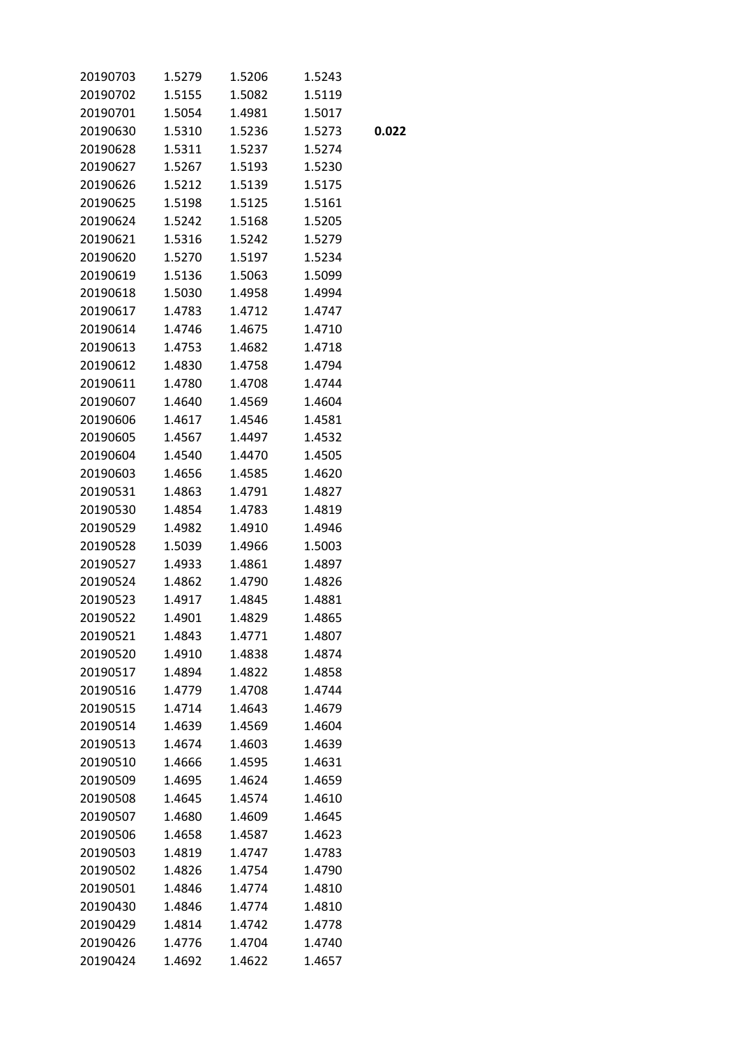| | | | | |
|---|---|---|---|---|
| 20190703 | 1.5279 | 1.5206 | 1.5243 | |
| 20190702 | 1.5155 | 1.5082 | 1.5119 | |
| 20190701 | 1.5054 | 1.4981 | 1.5017 | |
| 20190630 | 1.5310 | 1.5236 | 1.5273 | **0.022** |
| 20190628 | 1.5311 | 1.5237 | 1.5274 | |
| 20190627 | 1.5267 | 1.5193 | 1.5230 | |
| 20190626 | 1.5212 | 1.5139 | 1.5175 | |
| 20190625 | 1.5198 | 1.5125 | 1.5161 | |
| 20190624 | 1.5242 | 1.5168 | 1.5205 | |
| 20190621 | 1.5316 | 1.5242 | 1.5279 | |
| 20190620 | 1.5270 | 1.5197 | 1.5234 | |
| 20190619 | 1.5136 | 1.5063 | 1.5099 | |
| 20190618 | 1.5030 | 1.4958 | 1.4994 | |
| 20190617 | 1.4783 | 1.4712 | 1.4747 | |
| 20190614 | 1.4746 | 1.4675 | 1.4710 | |
| 20190613 | 1.4753 | 1.4682 | 1.4718 | |
| 20190612 | 1.4830 | 1.4758 | 1.4794 | |
| 20190611 | 1.4780 | 1.4708 | 1.4744 | |
| 20190607 | 1.4640 | 1.4569 | 1.4604 | |
| 20190606 | 1.4617 | 1.4546 | 1.4581 | |
| 20190605 | 1.4567 | 1.4497 | 1.4532 | |
| 20190604 | 1.4540 | 1.4470 | 1.4505 | |
| 20190603 | 1.4656 | 1.4585 | 1.4620 | |
| 20190531 | 1.4863 | 1.4791 | 1.4827 | |
| 20190530 | 1.4854 | 1.4783 | 1.4819 | |
| 20190529 | 1.4982 | 1.4910 | 1.4946 | |
| 20190528 | 1.5039 | 1.4966 | 1.5003 | |
| 20190527 | 1.4933 | 1.4861 | 1.4897 | |
| 20190524 | 1.4862 | 1.4790 | 1.4826 | |
| 20190523 | 1.4917 | 1.4845 | 1.4881 | |
| 20190522 | 1.4901 | 1.4829 | 1.4865 | |
| 20190521 | 1.4843 | 1.4771 | 1.4807 | |
| 20190520 | 1.4910 | 1.4838 | 1.4874 | |
| 20190517 | 1.4894 | 1.4822 | 1.4858 | |
| 20190516 | 1.4779 | 1.4708 | 1.4744 | |
| 20190515 | 1.4714 | 1.4643 | 1.4679 | |
| 20190514 | 1.4639 | 1.4569 | 1.4604 | |
| 20190513 | 1.4674 | 1.4603 | 1.4639 | |
| 20190510 | 1.4666 | 1.4595 | 1.4631 | |
| 20190509 | 1.4695 | 1.4624 | 1.4659 | |
| 20190508 | 1.4645 | 1.4574 | 1.4610 | |
| 20190507 | 1.4680 | 1.4609 | 1.4645 | |
| 20190506 | 1.4658 | 1.4587 | 1.4623 | |
| 20190503 | 1.4819 | 1.4747 | 1.4783 | |
| 20190502 | 1.4826 | 1.4754 | 1.4790 | |
| 20190501 | 1.4846 | 1.4774 | 1.4810 | |
| 20190430 | 1.4846 | 1.4774 | 1.4810 | |
| 20190429 | 1.4814 | 1.4742 | 1.4778 | |
| 20190426 | 1.4776 | 1.4704 | 1.4740 | |
| 20190424 | 1.4692 | 1.4622 | 1.4657 | |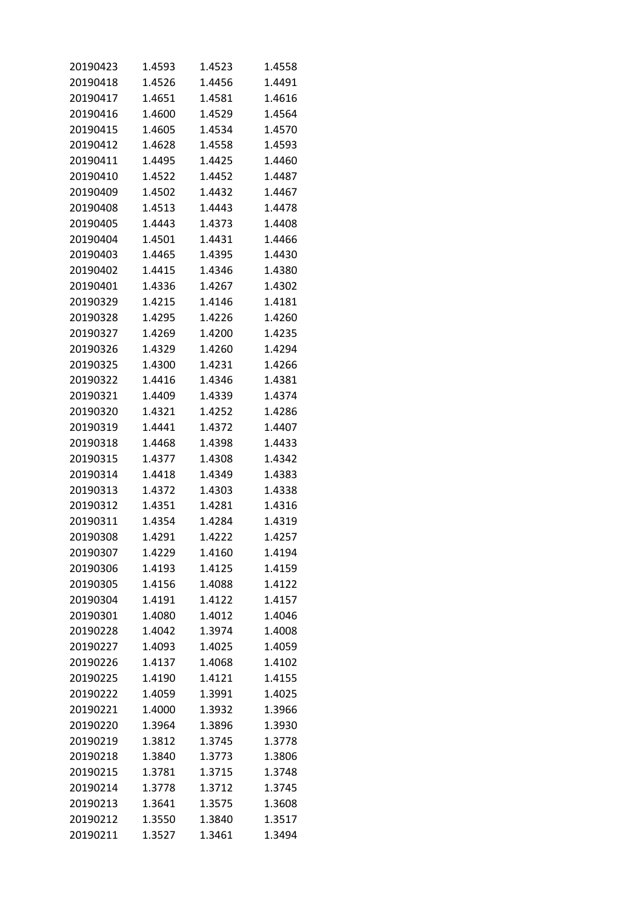| 20190423 | 1.4593 | 1.4523 | 1.4558 |
|---|---|---|---|
| 20190418 | 1.4526 | 1.4456 | 1.4491 |
| 20190417 | 1.4651 | 1.4581 | 1.4616 |
| 20190416 | 1.4600 | 1.4529 | 1.4564 |
| 20190415 | 1.4605 | 1.4534 | 1.4570 |
| 20190412 | 1.4628 | 1.4558 | 1.4593 |
| 20190411 | 1.4495 | 1.4425 | 1.4460 |
| 20190410 | 1.4522 | 1.4452 | 1.4487 |
| 20190409 | 1.4502 | 1.4432 | 1.4467 |
| 20190408 | 1.4513 | 1.4443 | 1.4478 |
| 20190405 | 1.4443 | 1.4373 | 1.4408 |
| 20190404 | 1.4501 | 1.4431 | 1.4466 |
| 20190403 | 1.4465 | 1.4395 | 1.4430 |
| 20190402 | 1.4415 | 1.4346 | 1.4380 |
| 20190401 | 1.4336 | 1.4267 | 1.4302 |
| 20190329 | 1.4215 | 1.4146 | 1.4181 |
| 20190328 | 1.4295 | 1.4226 | 1.4260 |
| 20190327 | 1.4269 | 1.4200 | 1.4235 |
| 20190326 | 1.4329 | 1.4260 | 1.4294 |
| 20190325 | 1.4300 | 1.4231 | 1.4266 |
| 20190322 | 1.4416 | 1.4346 | 1.4381 |
| 20190321 | 1.4409 | 1.4339 | 1.4374 |
| 20190320 | 1.4321 | 1.4252 | 1.4286 |
| 20190319 | 1.4441 | 1.4372 | 1.4407 |
| 20190318 | 1.4468 | 1.4398 | 1.4433 |
| 20190315 | 1.4377 | 1.4308 | 1.4342 |
| 20190314 | 1.4418 | 1.4349 | 1.4383 |
| 20190313 | 1.4372 | 1.4303 | 1.4338 |
| 20190312 | 1.4351 | 1.4281 | 1.4316 |
| 20190311 | 1.4354 | 1.4284 | 1.4319 |
| 20190308 | 1.4291 | 1.4222 | 1.4257 |
| 20190307 | 1.4229 | 1.4160 | 1.4194 |
| 20190306 | 1.4193 | 1.4125 | 1.4159 |
| 20190305 | 1.4156 | 1.4088 | 1.4122 |
| 20190304 | 1.4191 | 1.4122 | 1.4157 |
| 20190301 | 1.4080 | 1.4012 | 1.4046 |
| 20190228 | 1.4042 | 1.3974 | 1.4008 |
| 20190227 | 1.4093 | 1.4025 | 1.4059 |
| 20190226 | 1.4137 | 1.4068 | 1.4102 |
| 20190225 | 1.4190 | 1.4121 | 1.4155 |
| 20190222 | 1.4059 | 1.3991 | 1.4025 |
| 20190221 | 1.4000 | 1.3932 | 1.3966 |
| 20190220 | 1.3964 | 1.3896 | 1.3930 |
| 20190219 | 1.3812 | 1.3745 | 1.3778 |
| 20190218 | 1.3840 | 1.3773 | 1.3806 |
| 20190215 | 1.3781 | 1.3715 | 1.3748 |
| 20190214 | 1.3778 | 1.3712 | 1.3745 |
| 20190213 | 1.3641 | 1.3575 | 1.3608 |
| 20190212 | 1.3550 | 1.3840 | 1.3517 |
| 20190211 | 1.3527 | 1.3461 | 1.3494 |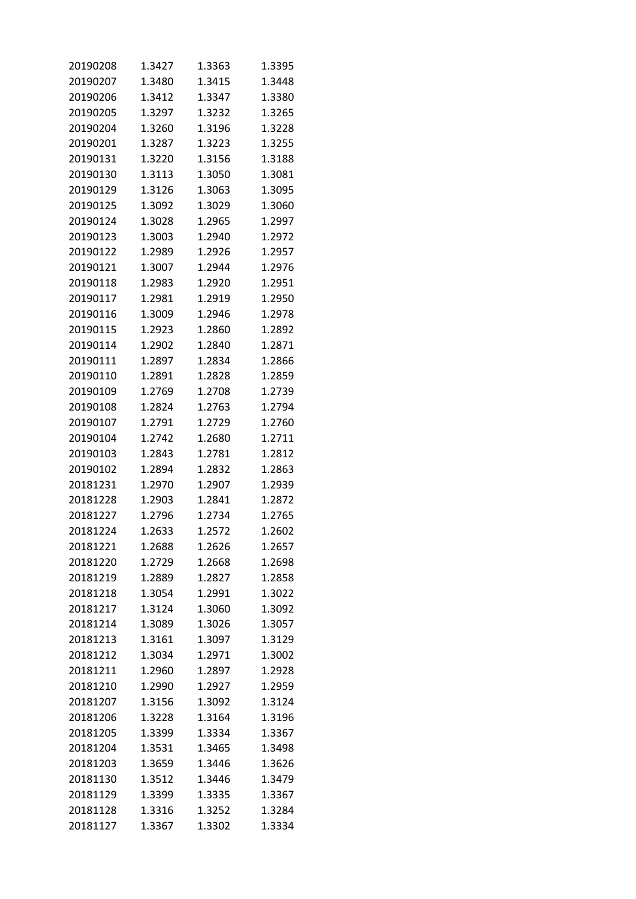| | | | |
|---|---|---|---|
| 20190208 | 1.3427 | 1.3363 | 1.3395 |
| 20190207 | 1.3480 | 1.3415 | 1.3448 |
| 20190206 | 1.3412 | 1.3347 | 1.3380 |
| 20190205 | 1.3297 | 1.3232 | 1.3265 |
| 20190204 | 1.3260 | 1.3196 | 1.3228 |
| 20190201 | 1.3287 | 1.3223 | 1.3255 |
| 20190131 | 1.3220 | 1.3156 | 1.3188 |
| 20190130 | 1.3113 | 1.3050 | 1.3081 |
| 20190129 | 1.3126 | 1.3063 | 1.3095 |
| 20190125 | 1.3092 | 1.3029 | 1.3060 |
| 20190124 | 1.3028 | 1.2965 | 1.2997 |
| 20190123 | 1.3003 | 1.2940 | 1.2972 |
| 20190122 | 1.2989 | 1.2926 | 1.2957 |
| 20190121 | 1.3007 | 1.2944 | 1.2976 |
| 20190118 | 1.2983 | 1.2920 | 1.2951 |
| 20190117 | 1.2981 | 1.2919 | 1.2950 |
| 20190116 | 1.3009 | 1.2946 | 1.2978 |
| 20190115 | 1.2923 | 1.2860 | 1.2892 |
| 20190114 | 1.2902 | 1.2840 | 1.2871 |
| 20190111 | 1.2897 | 1.2834 | 1.2866 |
| 20190110 | 1.2891 | 1.2828 | 1.2859 |
| 20190109 | 1.2769 | 1.2708 | 1.2739 |
| 20190108 | 1.2824 | 1.2763 | 1.2794 |
| 20190107 | 1.2791 | 1.2729 | 1.2760 |
| 20190104 | 1.2742 | 1.2680 | 1.2711 |
| 20190103 | 1.2843 | 1.2781 | 1.2812 |
| 20190102 | 1.2894 | 1.2832 | 1.2863 |
| 20181231 | 1.2970 | 1.2907 | 1.2939 |
| 20181228 | 1.2903 | 1.2841 | 1.2872 |
| 20181227 | 1.2796 | 1.2734 | 1.2765 |
| 20181224 | 1.2633 | 1.2572 | 1.2602 |
| 20181221 | 1.2688 | 1.2626 | 1.2657 |
| 20181220 | 1.2729 | 1.2668 | 1.2698 |
| 20181219 | 1.2889 | 1.2827 | 1.2858 |
| 20181218 | 1.3054 | 1.2991 | 1.3022 |
| 20181217 | 1.3124 | 1.3060 | 1.3092 |
| 20181214 | 1.3089 | 1.3026 | 1.3057 |
| 20181213 | 1.3161 | 1.3097 | 1.3129 |
| 20181212 | 1.3034 | 1.2971 | 1.3002 |
| 20181211 | 1.2960 | 1.2897 | 1.2928 |
| 20181210 | 1.2990 | 1.2927 | 1.2959 |
| 20181207 | 1.3156 | 1.3092 | 1.3124 |
| 20181206 | 1.3228 | 1.3164 | 1.3196 |
| 20181205 | 1.3399 | 1.3334 | 1.3367 |
| 20181204 | 1.3531 | 1.3465 | 1.3498 |
| 20181203 | 1.3659 | 1.3446 | 1.3626 |
| 20181130 | 1.3512 | 1.3446 | 1.3479 |
| 20181129 | 1.3399 | 1.3335 | 1.3367 |
| 20181128 | 1.3316 | 1.3252 | 1.3284 |
| 20181127 | 1.3367 | 1.3302 | 1.3334 |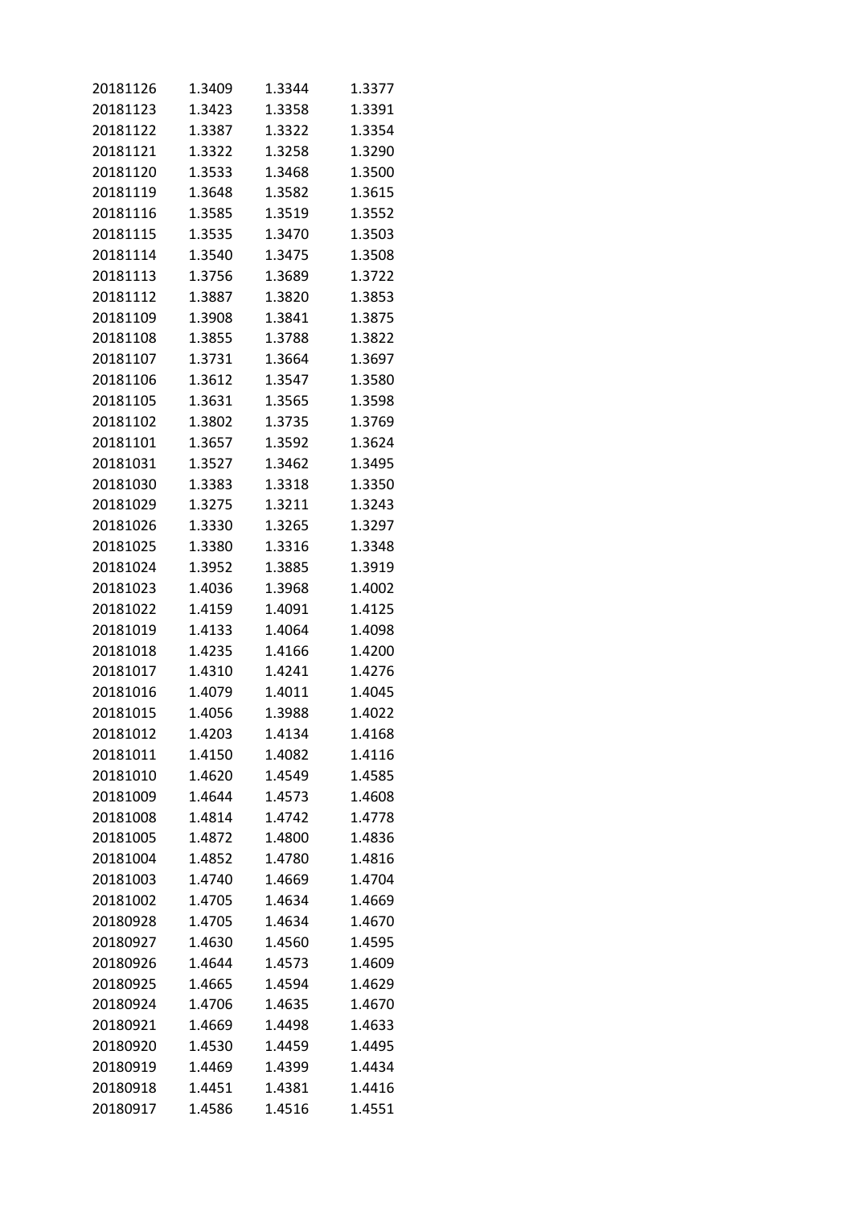| 20181126 | 1.3409 | 1.3344 | 1.3377 |
|---|---|---|---|
| 20181123 | 1.3423 | 1.3358 | 1.3391 |
| 20181122 | 1.3387 | 1.3322 | 1.3354 |
| 20181121 | 1.3322 | 1.3258 | 1.3290 |
| 20181120 | 1.3533 | 1.3468 | 1.3500 |
| 20181119 | 1.3648 | 1.3582 | 1.3615 |
| 20181116 | 1.3585 | 1.3519 | 1.3552 |
| 20181115 | 1.3535 | 1.3470 | 1.3503 |
| 20181114 | 1.3540 | 1.3475 | 1.3508 |
| 20181113 | 1.3756 | 1.3689 | 1.3722 |
| 20181112 | 1.3887 | 1.3820 | 1.3853 |
| 20181109 | 1.3908 | 1.3841 | 1.3875 |
| 20181108 | 1.3855 | 1.3788 | 1.3822 |
| 20181107 | 1.3731 | 1.3664 | 1.3697 |
| 20181106 | 1.3612 | 1.3547 | 1.3580 |
| 20181105 | 1.3631 | 1.3565 | 1.3598 |
| 20181102 | 1.3802 | 1.3735 | 1.3769 |
| 20181101 | 1.3657 | 1.3592 | 1.3624 |
| 20181031 | 1.3527 | 1.3462 | 1.3495 |
| 20181030 | 1.3383 | 1.3318 | 1.3350 |
| 20181029 | 1.3275 | 1.3211 | 1.3243 |
| 20181026 | 1.3330 | 1.3265 | 1.3297 |
| 20181025 | 1.3380 | 1.3316 | 1.3348 |
| 20181024 | 1.3952 | 1.3885 | 1.3919 |
| 20181023 | 1.4036 | 1.3968 | 1.4002 |
| 20181022 | 1.4159 | 1.4091 | 1.4125 |
| 20181019 | 1.4133 | 1.4064 | 1.4098 |
| 20181018 | 1.4235 | 1.4166 | 1.4200 |
| 20181017 | 1.4310 | 1.4241 | 1.4276 |
| 20181016 | 1.4079 | 1.4011 | 1.4045 |
| 20181015 | 1.4056 | 1.3988 | 1.4022 |
| 20181012 | 1.4203 | 1.4134 | 1.4168 |
| 20181011 | 1.4150 | 1.4082 | 1.4116 |
| 20181010 | 1.4620 | 1.4549 | 1.4585 |
| 20181009 | 1.4644 | 1.4573 | 1.4608 |
| 20181008 | 1.4814 | 1.4742 | 1.4778 |
| 20181005 | 1.4872 | 1.4800 | 1.4836 |
| 20181004 | 1.4852 | 1.4780 | 1.4816 |
| 20181003 | 1.4740 | 1.4669 | 1.4704 |
| 20181002 | 1.4705 | 1.4634 | 1.4669 |
| 20180928 | 1.4705 | 1.4634 | 1.4670 |
| 20180927 | 1.4630 | 1.4560 | 1.4595 |
| 20180926 | 1.4644 | 1.4573 | 1.4609 |
| 20180925 | 1.4665 | 1.4594 | 1.4629 |
| 20180924 | 1.4706 | 1.4635 | 1.4670 |
| 20180921 | 1.4669 | 1.4498 | 1.4633 |
| 20180920 | 1.4530 | 1.4459 | 1.4495 |
| 20180919 | 1.4469 | 1.4399 | 1.4434 |
| 20180918 | 1.4451 | 1.4381 | 1.4416 |
| 20180917 | 1.4586 | 1.4516 | 1.4551 |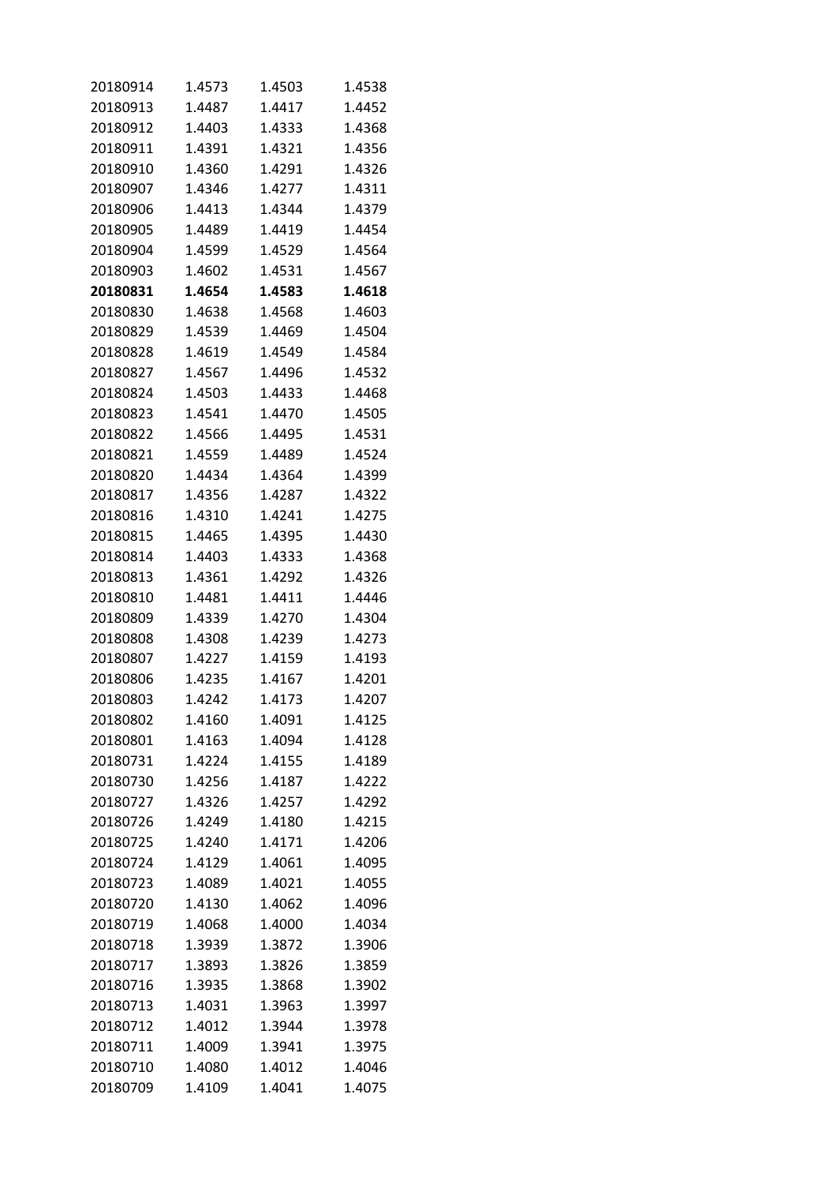| | | | |
|---|---|---|---|
| 20180914 | 1.4573 | 1.4503 | 1.4538 |
| 20180913 | 1.4487 | 1.4417 | 1.4452 |
| 20180912 | 1.4403 | 1.4333 | 1.4368 |
| 20180911 | 1.4391 | 1.4321 | 1.4356 |
| 20180910 | 1.4360 | 1.4291 | 1.4326 |
| 20180907 | 1.4346 | 1.4277 | 1.4311 |
| 20180906 | 1.4413 | 1.4344 | 1.4379 |
| 20180905 | 1.4489 | 1.4419 | 1.4454 |
| 20180904 | 1.4599 | 1.4529 | 1.4564 |
| 20180903 | 1.4602 | 1.4531 | 1.4567 |
| **20180831** | **1.4654** | **1.4583** | **1.4618** |
| 20180830 | 1.4638 | 1.4568 | 1.4603 |
| 20180829 | 1.4539 | 1.4469 | 1.4504 |
| 20180828 | 1.4619 | 1.4549 | 1.4584 |
| 20180827 | 1.4567 | 1.4496 | 1.4532 |
| 20180824 | 1.4503 | 1.4433 | 1.4468 |
| 20180823 | 1.4541 | 1.4470 | 1.4505 |
| 20180822 | 1.4566 | 1.4495 | 1.4531 |
| 20180821 | 1.4559 | 1.4489 | 1.4524 |
| 20180820 | 1.4434 | 1.4364 | 1.4399 |
| 20180817 | 1.4356 | 1.4287 | 1.4322 |
| 20180816 | 1.4310 | 1.4241 | 1.4275 |
| 20180815 | 1.4465 | 1.4395 | 1.4430 |
| 20180814 | 1.4403 | 1.4333 | 1.4368 |
| 20180813 | 1.4361 | 1.4292 | 1.4326 |
| 20180810 | 1.4481 | 1.4411 | 1.4446 |
| 20180809 | 1.4339 | 1.4270 | 1.4304 |
| 20180808 | 1.4308 | 1.4239 | 1.4273 |
| 20180807 | 1.4227 | 1.4159 | 1.4193 |
| 20180806 | 1.4235 | 1.4167 | 1.4201 |
| 20180803 | 1.4242 | 1.4173 | 1.4207 |
| 20180802 | 1.4160 | 1.4091 | 1.4125 |
| 20180801 | 1.4163 | 1.4094 | 1.4128 |
| 20180731 | 1.4224 | 1.4155 | 1.4189 |
| 20180730 | 1.4256 | 1.4187 | 1.4222 |
| 20180727 | 1.4326 | 1.4257 | 1.4292 |
| 20180726 | 1.4249 | 1.4180 | 1.4215 |
| 20180725 | 1.4240 | 1.4171 | 1.4206 |
| 20180724 | 1.4129 | 1.4061 | 1.4095 |
| 20180723 | 1.4089 | 1.4021 | 1.4055 |
| 20180720 | 1.4130 | 1.4062 | 1.4096 |
| 20180719 | 1.4068 | 1.4000 | 1.4034 |
| 20180718 | 1.3939 | 1.3872 | 1.3906 |
| 20180717 | 1.3893 | 1.3826 | 1.3859 |
| 20180716 | 1.3935 | 1.3868 | 1.3902 |
| 20180713 | 1.4031 | 1.3963 | 1.3997 |
| 20180712 | 1.4012 | 1.3944 | 1.3978 |
| 20180711 | 1.4009 | 1.3941 | 1.3975 |
| 20180710 | 1.4080 | 1.4012 | 1.4046 |
| 20180709 | 1.4109 | 1.4041 | 1.4075 |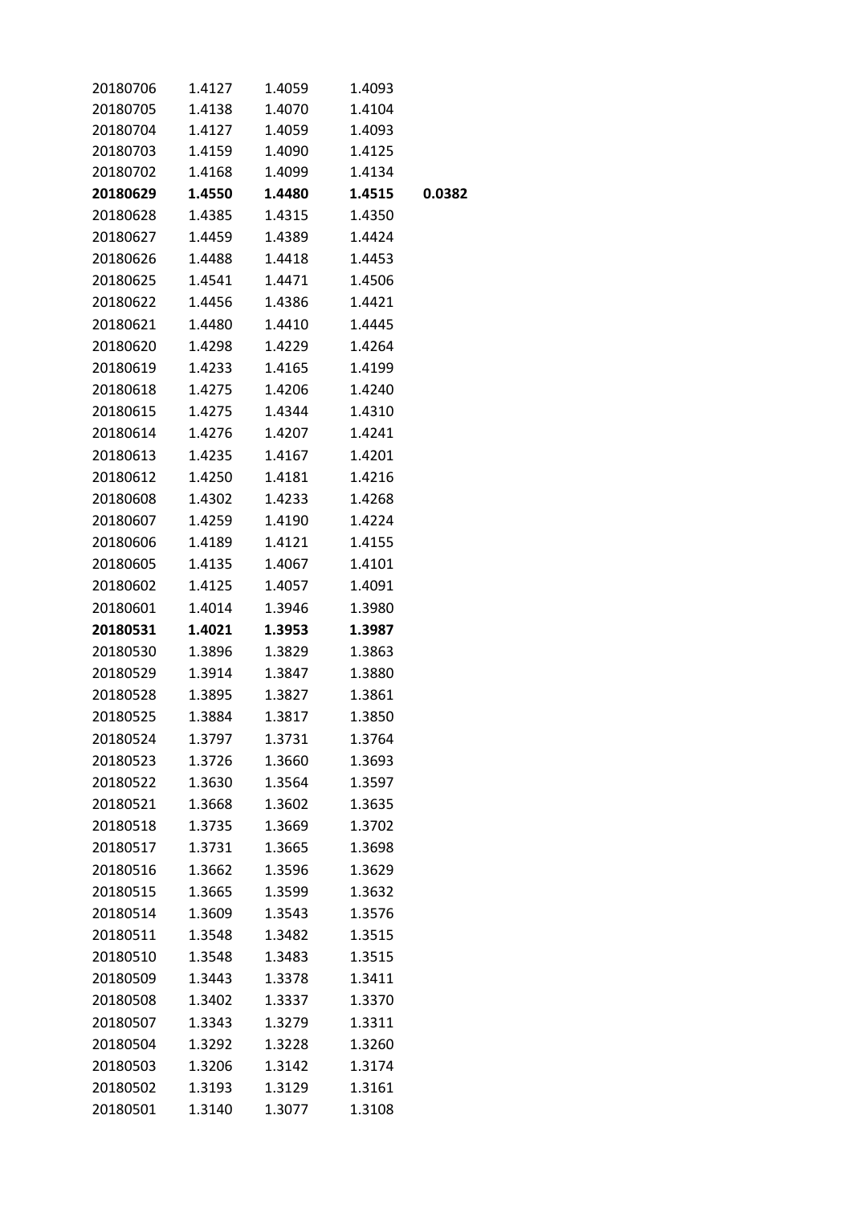| | | | | |
|---|---|---|---|---|
| 20180706 | 1.4127 | 1.4059 | 1.4093 | |
| 20180705 | 1.4138 | 1.4070 | 1.4104 | |
| 20180704 | 1.4127 | 1.4059 | 1.4093 | |
| 20180703 | 1.4159 | 1.4090 | 1.4125 | |
| 20180702 | 1.4168 | 1.4099 | 1.4134 | |
| **20180629** | **1.4550** | **1.4480** | **1.4515** | **0.0382** |
| 20180628 | 1.4385 | 1.4315 | 1.4350 | |
| 20180627 | 1.4459 | 1.4389 | 1.4424 | |
| 20180626 | 1.4488 | 1.4418 | 1.4453 | |
| 20180625 | 1.4541 | 1.4471 | 1.4506 | |
| 20180622 | 1.4456 | 1.4386 | 1.4421 | |
| 20180621 | 1.4480 | 1.4410 | 1.4445 | |
| 20180620 | 1.4298 | 1.4229 | 1.4264 | |
| 20180619 | 1.4233 | 1.4165 | 1.4199 | |
| 20180618 | 1.4275 | 1.4206 | 1.4240 | |
| 20180615 | 1.4275 | 1.4344 | 1.4310 | |
| 20180614 | 1.4276 | 1.4207 | 1.4241 | |
| 20180613 | 1.4235 | 1.4167 | 1.4201 | |
| 20180612 | 1.4250 | 1.4181 | 1.4216 | |
| 20180608 | 1.4302 | 1.4233 | 1.4268 | |
| 20180607 | 1.4259 | 1.4190 | 1.4224 | |
| 20180606 | 1.4189 | 1.4121 | 1.4155 | |
| 20180605 | 1.4135 | 1.4067 | 1.4101 | |
| 20180602 | 1.4125 | 1.4057 | 1.4091 | |
| 20180601 | 1.4014 | 1.3946 | 1.3980 | |
| **20180531** | **1.4021** | **1.3953** | **1.3987** | |
| 20180530 | 1.3896 | 1.3829 | 1.3863 | |
| 20180529 | 1.3914 | 1.3847 | 1.3880 | |
| 20180528 | 1.3895 | 1.3827 | 1.3861 | |
| 20180525 | 1.3884 | 1.3817 | 1.3850 | |
| 20180524 | 1.3797 | 1.3731 | 1.3764 | |
| 20180523 | 1.3726 | 1.3660 | 1.3693 | |
| 20180522 | 1.3630 | 1.3564 | 1.3597 | |
| 20180521 | 1.3668 | 1.3602 | 1.3635 | |
| 20180518 | 1.3735 | 1.3669 | 1.3702 | |
| 20180517 | 1.3731 | 1.3665 | 1.3698 | |
| 20180516 | 1.3662 | 1.3596 | 1.3629 | |
| 20180515 | 1.3665 | 1.3599 | 1.3632 | |
| 20180514 | 1.3609 | 1.3543 | 1.3576 | |
| 20180511 | 1.3548 | 1.3482 | 1.3515 | |
| 20180510 | 1.3548 | 1.3483 | 1.3515 | |
| 20180509 | 1.3443 | 1.3378 | 1.3411 | |
| 20180508 | 1.3402 | 1.3337 | 1.3370 | |
| 20180507 | 1.3343 | 1.3279 | 1.3311 | |
| 20180504 | 1.3292 | 1.3228 | 1.3260 | |
| 20180503 | 1.3206 | 1.3142 | 1.3174 | |
| 20180502 | 1.3193 | 1.3129 | 1.3161 | |
| 20180501 | 1.3140 | 1.3077 | 1.3108 | |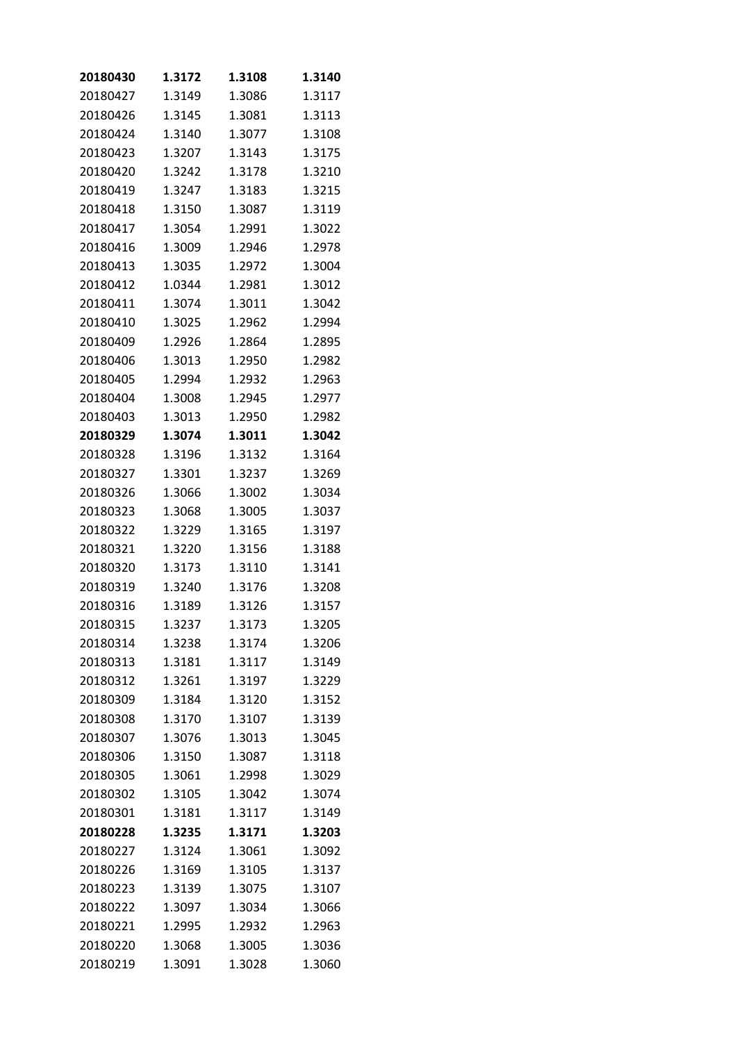| | | | |
|---|---|---|---|
| **20180430** | **1.3172** | **1.3108** | **1.3140** |
| 20180427 | 1.3149 | 1.3086 | 1.3117 |
| 20180426 | 1.3145 | 1.3081 | 1.3113 |
| 20180424 | 1.3140 | 1.3077 | 1.3108 |
| 20180423 | 1.3207 | 1.3143 | 1.3175 |
| 20180420 | 1.3242 | 1.3178 | 1.3210 |
| 20180419 | 1.3247 | 1.3183 | 1.3215 |
| 20180418 | 1.3150 | 1.3087 | 1.3119 |
| 20180417 | 1.3054 | 1.2991 | 1.3022 |
| 20180416 | 1.3009 | 1.2946 | 1.2978 |
| 20180413 | 1.3035 | 1.2972 | 1.3004 |
| 20180412 | 1.0344 | 1.2981 | 1.3012 |
| 20180411 | 1.3074 | 1.3011 | 1.3042 |
| 20180410 | 1.3025 | 1.2962 | 1.2994 |
| 20180409 | 1.2926 | 1.2864 | 1.2895 |
| 20180406 | 1.3013 | 1.2950 | 1.2982 |
| 20180405 | 1.2994 | 1.2932 | 1.2963 |
| 20180404 | 1.3008 | 1.2945 | 1.2977 |
| 20180403 | 1.3013 | 1.2950 | 1.2982 |
| **20180329** | **1.3074** | **1.3011** | **1.3042** |
| 20180328 | 1.3196 | 1.3132 | 1.3164 |
| 20180327 | 1.3301 | 1.3237 | 1.3269 |
| 20180326 | 1.3066 | 1.3002 | 1.3034 |
| 20180323 | 1.3068 | 1.3005 | 1.3037 |
| 20180322 | 1.3229 | 1.3165 | 1.3197 |
| 20180321 | 1.3220 | 1.3156 | 1.3188 |
| 20180320 | 1.3173 | 1.3110 | 1.3141 |
| 20180319 | 1.3240 | 1.3176 | 1.3208 |
| 20180316 | 1.3189 | 1.3126 | 1.3157 |
| 20180315 | 1.3237 | 1.3173 | 1.3205 |
| 20180314 | 1.3238 | 1.3174 | 1.3206 |
| 20180313 | 1.3181 | 1.3117 | 1.3149 |
| 20180312 | 1.3261 | 1.3197 | 1.3229 |
| 20180309 | 1.3184 | 1.3120 | 1.3152 |
| 20180308 | 1.3170 | 1.3107 | 1.3139 |
| 20180307 | 1.3076 | 1.3013 | 1.3045 |
| 20180306 | 1.3150 | 1.3087 | 1.3118 |
| 20180305 | 1.3061 | 1.2998 | 1.3029 |
| 20180302 | 1.3105 | 1.3042 | 1.3074 |
| 20180301 | 1.3181 | 1.3117 | 1.3149 |
| **20180228** | **1.3235** | **1.3171** | **1.3203** |
| 20180227 | 1.3124 | 1.3061 | 1.3092 |
| 20180226 | 1.3169 | 1.3105 | 1.3137 |
| 20180223 | 1.3139 | 1.3075 | 1.3107 |
| 20180222 | 1.3097 | 1.3034 | 1.3066 |
| 20180221 | 1.2995 | 1.2932 | 1.2963 |
| 20180220 | 1.3068 | 1.3005 | 1.3036 |
| 20180219 | 1.3091 | 1.3028 | 1.3060 |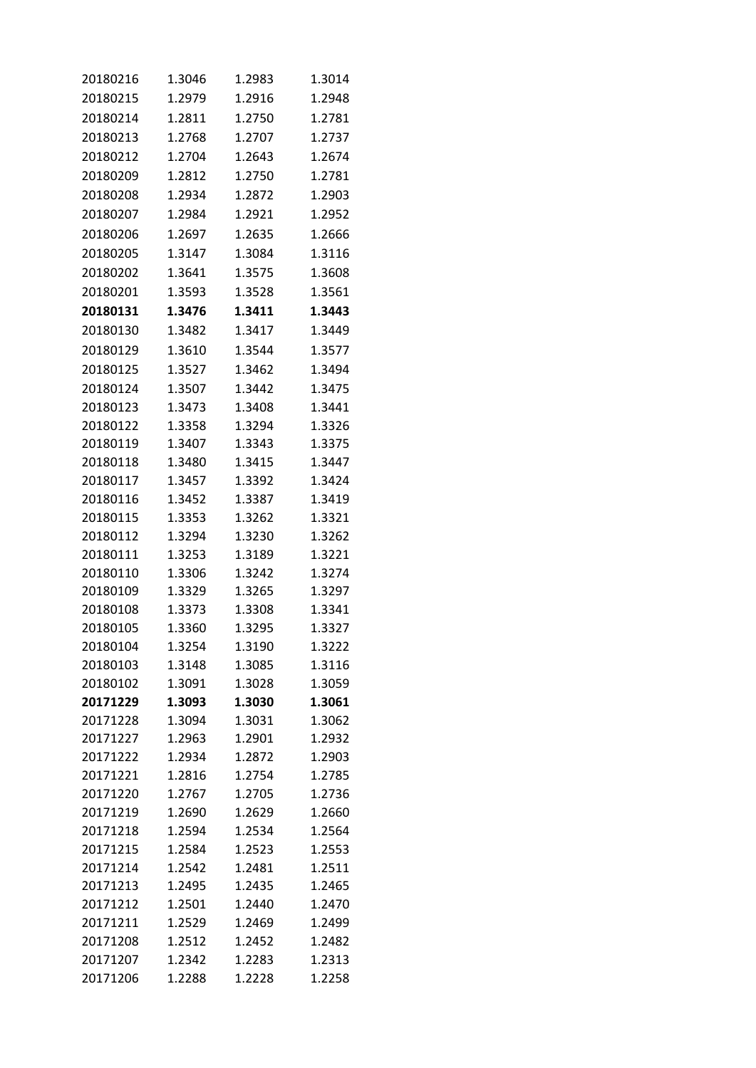| | | | |
|---|---|---|---|
| 20180216 | 1.3046 | 1.2983 | 1.3014 |
| 20180215 | 1.2979 | 1.2916 | 1.2948 |
| 20180214 | 1.2811 | 1.2750 | 1.2781 |
| 20180213 | 1.2768 | 1.2707 | 1.2737 |
| 20180212 | 1.2704 | 1.2643 | 1.2674 |
| 20180209 | 1.2812 | 1.2750 | 1.2781 |
| 20180208 | 1.2934 | 1.2872 | 1.2903 |
| 20180207 | 1.2984 | 1.2921 | 1.2952 |
| 20180206 | 1.2697 | 1.2635 | 1.2666 |
| 20180205 | 1.3147 | 1.3084 | 1.3116 |
| 20180202 | 1.3641 | 1.3575 | 1.3608 |
| 20180201 | 1.3593 | 1.3528 | 1.3561 |
| **20180131** | **1.3476** | **1.3411** | **1.3443** |
| 20180130 | 1.3482 | 1.3417 | 1.3449 |
| 20180129 | 1.3610 | 1.3544 | 1.3577 |
| 20180125 | 1.3527 | 1.3462 | 1.3494 |
| 20180124 | 1.3507 | 1.3442 | 1.3475 |
| 20180123 | 1.3473 | 1.3408 | 1.3441 |
| 20180122 | 1.3358 | 1.3294 | 1.3326 |
| 20180119 | 1.3407 | 1.3343 | 1.3375 |
| 20180118 | 1.3480 | 1.3415 | 1.3447 |
| 20180117 | 1.3457 | 1.3392 | 1.3424 |
| 20180116 | 1.3452 | 1.3387 | 1.3419 |
| 20180115 | 1.3353 | 1.3262 | 1.3321 |
| 20180112 | 1.3294 | 1.3230 | 1.3262 |
| 20180111 | 1.3253 | 1.3189 | 1.3221 |
| 20180110 | 1.3306 | 1.3242 | 1.3274 |
| 20180109 | 1.3329 | 1.3265 | 1.3297 |
| 20180108 | 1.3373 | 1.3308 | 1.3341 |
| 20180105 | 1.3360 | 1.3295 | 1.3327 |
| 20180104 | 1.3254 | 1.3190 | 1.3222 |
| 20180103 | 1.3148 | 1.3085 | 1.3116 |
| 20180102 | 1.3091 | 1.3028 | 1.3059 |
| **20171229** | **1.3093** | **1.3030** | **1.3061** |
| 20171228 | 1.3094 | 1.3031 | 1.3062 |
| 20171227 | 1.2963 | 1.2901 | 1.2932 |
| 20171222 | 1.2934 | 1.2872 | 1.2903 |
| 20171221 | 1.2816 | 1.2754 | 1.2785 |
| 20171220 | 1.2767 | 1.2705 | 1.2736 |
| 20171219 | 1.2690 | 1.2629 | 1.2660 |
| 20171218 | 1.2594 | 1.2534 | 1.2564 |
| 20171215 | 1.2584 | 1.2523 | 1.2553 |
| 20171214 | 1.2542 | 1.2481 | 1.2511 |
| 20171213 | 1.2495 | 1.2435 | 1.2465 |
| 20171212 | 1.2501 | 1.2440 | 1.2470 |
| 20171211 | 1.2529 | 1.2469 | 1.2499 |
| 20171208 | 1.2512 | 1.2452 | 1.2482 |
| 20171207 | 1.2342 | 1.2283 | 1.2313 |
| 20171206 | 1.2288 | 1.2228 | 1.2258 |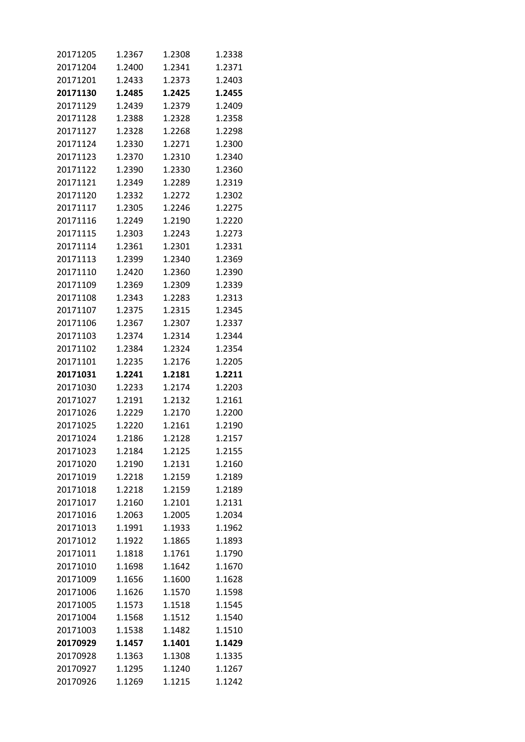| | | | |
|---|---|---|---|
| 20171205 | 1.2367 | 1.2308 | 1.2338 |
| 20171204 | 1.2400 | 1.2341 | 1.2371 |
| 20171201 | 1.2433 | 1.2373 | 1.2403 |
| **20171130** | **1.2485** | **1.2425** | **1.2455** |
| 20171129 | 1.2439 | 1.2379 | 1.2409 |
| 20171128 | 1.2388 | 1.2328 | 1.2358 |
| 20171127 | 1.2328 | 1.2268 | 1.2298 |
| 20171124 | 1.2330 | 1.2271 | 1.2300 |
| 20171123 | 1.2370 | 1.2310 | 1.2340 |
| 20171122 | 1.2390 | 1.2330 | 1.2360 |
| 20171121 | 1.2349 | 1.2289 | 1.2319 |
| 20171120 | 1.2332 | 1.2272 | 1.2302 |
| 20171117 | 1.2305 | 1.2246 | 1.2275 |
| 20171116 | 1.2249 | 1.2190 | 1.2220 |
| 20171115 | 1.2303 | 1.2243 | 1.2273 |
| 20171114 | 1.2361 | 1.2301 | 1.2331 |
| 20171113 | 1.2399 | 1.2340 | 1.2369 |
| 20171110 | 1.2420 | 1.2360 | 1.2390 |
| 20171109 | 1.2369 | 1.2309 | 1.2339 |
| 20171108 | 1.2343 | 1.2283 | 1.2313 |
| 20171107 | 1.2375 | 1.2315 | 1.2345 |
| 20171106 | 1.2367 | 1.2307 | 1.2337 |
| 20171103 | 1.2374 | 1.2314 | 1.2344 |
| 20171102 | 1.2384 | 1.2324 | 1.2354 |
| 20171101 | 1.2235 | 1.2176 | 1.2205 |
| **20171031** | **1.2241** | **1.2181** | **1.2211** |
| 20171030 | 1.2233 | 1.2174 | 1.2203 |
| 20171027 | 1.2191 | 1.2132 | 1.2161 |
| 20171026 | 1.2229 | 1.2170 | 1.2200 |
| 20171025 | 1.2220 | 1.2161 | 1.2190 |
| 20171024 | 1.2186 | 1.2128 | 1.2157 |
| 20171023 | 1.2184 | 1.2125 | 1.2155 |
| 20171020 | 1.2190 | 1.2131 | 1.2160 |
| 20171019 | 1.2218 | 1.2159 | 1.2189 |
| 20171018 | 1.2218 | 1.2159 | 1.2189 |
| 20171017 | 1.2160 | 1.2101 | 1.2131 |
| 20171016 | 1.2063 | 1.2005 | 1.2034 |
| 20171013 | 1.1991 | 1.1933 | 1.1962 |
| 20171012 | 1.1922 | 1.1865 | 1.1893 |
| 20171011 | 1.1818 | 1.1761 | 1.1790 |
| 20171010 | 1.1698 | 1.1642 | 1.1670 |
| 20171009 | 1.1656 | 1.1600 | 1.1628 |
| 20171006 | 1.1626 | 1.1570 | 1.1598 |
| 20171005 | 1.1573 | 1.1518 | 1.1545 |
| 20171004 | 1.1568 | 1.1512 | 1.1540 |
| 20171003 | 1.1538 | 1.1482 | 1.1510 |
| **20170929** | **1.1457** | **1.1401** | **1.1429** |
| 20170928 | 1.1363 | 1.1308 | 1.1335 |
| 20170927 | 1.1295 | 1.1240 | 1.1267 |
| 20170926 | 1.1269 | 1.1215 | 1.1242 |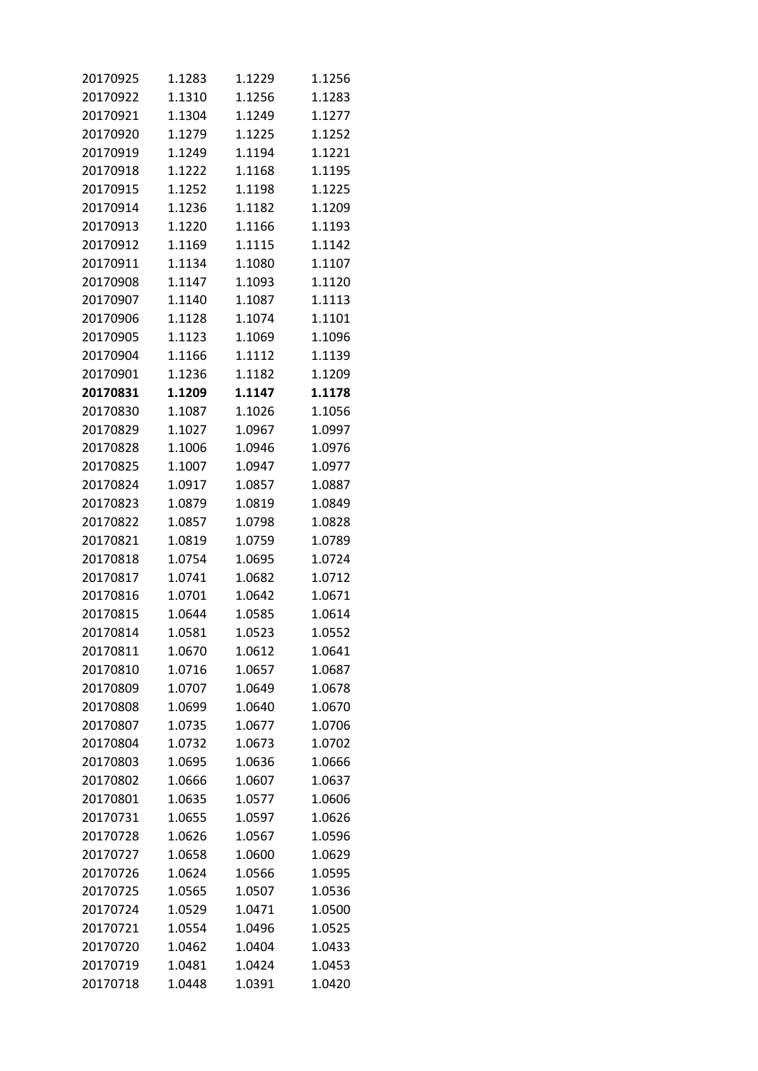| | | | |
|---|---|---|---|
| 20170925 | 1.1283 | 1.1229 | 1.1256 |
| 20170922 | 1.1310 | 1.1256 | 1.1283 |
| 20170921 | 1.1304 | 1.1249 | 1.1277 |
| 20170920 | 1.1279 | 1.1225 | 1.1252 |
| 20170919 | 1.1249 | 1.1194 | 1.1221 |
| 20170918 | 1.1222 | 1.1168 | 1.1195 |
| 20170915 | 1.1252 | 1.1198 | 1.1225 |
| 20170914 | 1.1236 | 1.1182 | 1.1209 |
| 20170913 | 1.1220 | 1.1166 | 1.1193 |
| 20170912 | 1.1169 | 1.1115 | 1.1142 |
| 20170911 | 1.1134 | 1.1080 | 1.1107 |
| 20170908 | 1.1147 | 1.1093 | 1.1120 |
| 20170907 | 1.1140 | 1.1087 | 1.1113 |
| 20170906 | 1.1128 | 1.1074 | 1.1101 |
| 20170905 | 1.1123 | 1.1069 | 1.1096 |
| 20170904 | 1.1166 | 1.1112 | 1.1139 |
| 20170901 | 1.1236 | 1.1182 | 1.1209 |
| **20170831** | **1.1209** | **1.1147** | **1.1178** |
| 20170830 | 1.1087 | 1.1026 | 1.1056 |
| 20170829 | 1.1027 | 1.0967 | 1.0997 |
| 20170828 | 1.1006 | 1.0946 | 1.0976 |
| 20170825 | 1.1007 | 1.0947 | 1.0977 |
| 20170824 | 1.0917 | 1.0857 | 1.0887 |
| 20170823 | 1.0879 | 1.0819 | 1.0849 |
| 20170822 | 1.0857 | 1.0798 | 1.0828 |
| 20170821 | 1.0819 | 1.0759 | 1.0789 |
| 20170818 | 1.0754 | 1.0695 | 1.0724 |
| 20170817 | 1.0741 | 1.0682 | 1.0712 |
| 20170816 | 1.0701 | 1.0642 | 1.0671 |
| 20170815 | 1.0644 | 1.0585 | 1.0614 |
| 20170814 | 1.0581 | 1.0523 | 1.0552 |
| 20170811 | 1.0670 | 1.0612 | 1.0641 |
| 20170810 | 1.0716 | 1.0657 | 1.0687 |
| 20170809 | 1.0707 | 1.0649 | 1.0678 |
| 20170808 | 1.0699 | 1.0640 | 1.0670 |
| 20170807 | 1.0735 | 1.0677 | 1.0706 |
| 20170804 | 1.0732 | 1.0673 | 1.0702 |
| 20170803 | 1.0695 | 1.0636 | 1.0666 |
| 20170802 | 1.0666 | 1.0607 | 1.0637 |
| 20170801 | 1.0635 | 1.0577 | 1.0606 |
| 20170731 | 1.0655 | 1.0597 | 1.0626 |
| 20170728 | 1.0626 | 1.0567 | 1.0596 |
| 20170727 | 1.0658 | 1.0600 | 1.0629 |
| 20170726 | 1.0624 | 1.0566 | 1.0595 |
| 20170725 | 1.0565 | 1.0507 | 1.0536 |
| 20170724 | 1.0529 | 1.0471 | 1.0500 |
| 20170721 | 1.0554 | 1.0496 | 1.0525 |
| 20170720 | 1.0462 | 1.0404 | 1.0433 |
| 20170719 | 1.0481 | 1.0424 | 1.0453 |
| 20170718 | 1.0448 | 1.0391 | 1.0420 |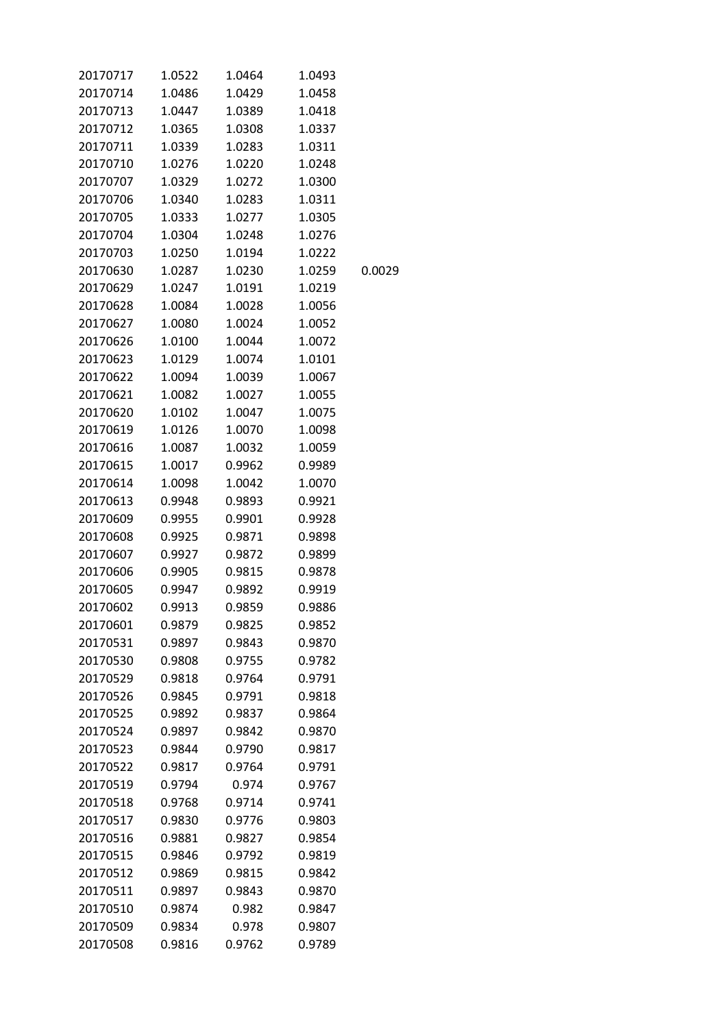| | | | | |
|---|---|---|---|---|
| 20170717 | 1.0522 | 1.0464 | 1.0493 | |
| 20170714 | 1.0486 | 1.0429 | 1.0458 | |
| 20170713 | 1.0447 | 1.0389 | 1.0418 | |
| 20170712 | 1.0365 | 1.0308 | 1.0337 | |
| 20170711 | 1.0339 | 1.0283 | 1.0311 | |
| 20170710 | 1.0276 | 1.0220 | 1.0248 | |
| 20170707 | 1.0329 | 1.0272 | 1.0300 | |
| 20170706 | 1.0340 | 1.0283 | 1.0311 | |
| 20170705 | 1.0333 | 1.0277 | 1.0305 | |
| 20170704 | 1.0304 | 1.0248 | 1.0276 | |
| 20170703 | 1.0250 | 1.0194 | 1.0222 | |
| 20170630 | 1.0287 | 1.0230 | 1.0259 | 0.0029 |
| 20170629 | 1.0247 | 1.0191 | 1.0219 | |
| 20170628 | 1.0084 | 1.0028 | 1.0056 | |
| 20170627 | 1.0080 | 1.0024 | 1.0052 | |
| 20170626 | 1.0100 | 1.0044 | 1.0072 | |
| 20170623 | 1.0129 | 1.0074 | 1.0101 | |
| 20170622 | 1.0094 | 1.0039 | 1.0067 | |
| 20170621 | 1.0082 | 1.0027 | 1.0055 | |
| 20170620 | 1.0102 | 1.0047 | 1.0075 | |
| 20170619 | 1.0126 | 1.0070 | 1.0098 | |
| 20170616 | 1.0087 | 1.0032 | 1.0059 | |
| 20170615 | 1.0017 | 0.9962 | 0.9989 | |
| 20170614 | 1.0098 | 1.0042 | 1.0070 | |
| 20170613 | 0.9948 | 0.9893 | 0.9921 | |
| 20170609 | 0.9955 | 0.9901 | 0.9928 | |
| 20170608 | 0.9925 | 0.9871 | 0.9898 | |
| 20170607 | 0.9927 | 0.9872 | 0.9899 | |
| 20170606 | 0.9905 | 0.9815 | 0.9878 | |
| 20170605 | 0.9947 | 0.9892 | 0.9919 | |
| 20170602 | 0.9913 | 0.9859 | 0.9886 | |
| 20170601 | 0.9879 | 0.9825 | 0.9852 | |
| 20170531 | 0.9897 | 0.9843 | 0.9870 | |
| 20170530 | 0.9808 | 0.9755 | 0.9782 | |
| 20170529 | 0.9818 | 0.9764 | 0.9791 | |
| 20170526 | 0.9845 | 0.9791 | 0.9818 | |
| 20170525 | 0.9892 | 0.9837 | 0.9864 | |
| 20170524 | 0.9897 | 0.9842 | 0.9870 | |
| 20170523 | 0.9844 | 0.9790 | 0.9817 | |
| 20170522 | 0.9817 | 0.9764 | 0.9791 | |
| 20170519 | 0.9794 | 0.974 | 0.9767 | |
| 20170518 | 0.9768 | 0.9714 | 0.9741 | |
| 20170517 | 0.9830 | 0.9776 | 0.9803 | |
| 20170516 | 0.9881 | 0.9827 | 0.9854 | |
| 20170515 | 0.9846 | 0.9792 | 0.9819 | |
| 20170512 | 0.9869 | 0.9815 | 0.9842 | |
| 20170511 | 0.9897 | 0.9843 | 0.9870 | |
| 20170510 | 0.9874 | 0.982 | 0.9847 | |
| 20170509 | 0.9834 | 0.978 | 0.9807 | |
| 20170508 | 0.9816 | 0.9762 | 0.9789 | |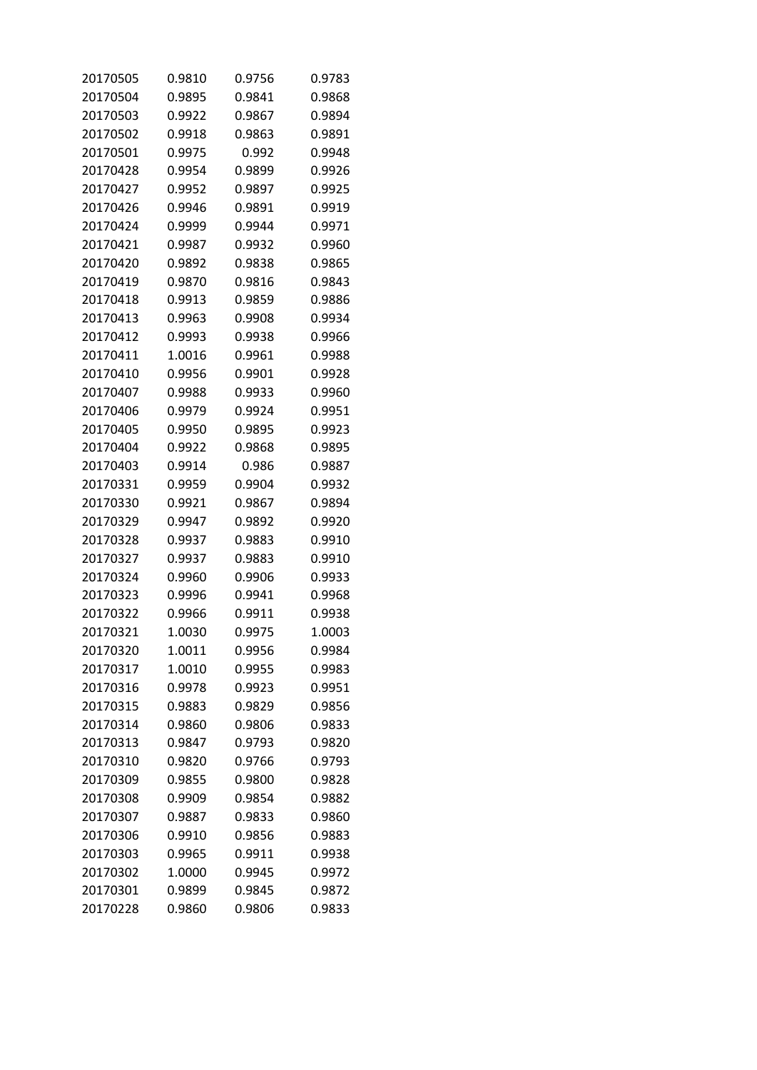| | | | |
|---|---|---|---|
| 20170505 | 0.9810 | 0.9756 | 0.9783 |
| 20170504 | 0.9895 | 0.9841 | 0.9868 |
| 20170503 | 0.9922 | 0.9867 | 0.9894 |
| 20170502 | 0.9918 | 0.9863 | 0.9891 |
| 20170501 | 0.9975 | 0.992 | 0.9948 |
| 20170428 | 0.9954 | 0.9899 | 0.9926 |
| 20170427 | 0.9952 | 0.9897 | 0.9925 |
| 20170426 | 0.9946 | 0.9891 | 0.9919 |
| 20170424 | 0.9999 | 0.9944 | 0.9971 |
| 20170421 | 0.9987 | 0.9932 | 0.9960 |
| 20170420 | 0.9892 | 0.9838 | 0.9865 |
| 20170419 | 0.9870 | 0.9816 | 0.9843 |
| 20170418 | 0.9913 | 0.9859 | 0.9886 |
| 20170413 | 0.9963 | 0.9908 | 0.9934 |
| 20170412 | 0.9993 | 0.9938 | 0.9966 |
| 20170411 | 1.0016 | 0.9961 | 0.9988 |
| 20170410 | 0.9956 | 0.9901 | 0.9928 |
| 20170407 | 0.9988 | 0.9933 | 0.9960 |
| 20170406 | 0.9979 | 0.9924 | 0.9951 |
| 20170405 | 0.9950 | 0.9895 | 0.9923 |
| 20170404 | 0.9922 | 0.9868 | 0.9895 |
| 20170403 | 0.9914 | 0.986 | 0.9887 |
| 20170331 | 0.9959 | 0.9904 | 0.9932 |
| 20170330 | 0.9921 | 0.9867 | 0.9894 |
| 20170329 | 0.9947 | 0.9892 | 0.9920 |
| 20170328 | 0.9937 | 0.9883 | 0.9910 |
| 20170327 | 0.9937 | 0.9883 | 0.9910 |
| 20170324 | 0.9960 | 0.9906 | 0.9933 |
| 20170323 | 0.9996 | 0.9941 | 0.9968 |
| 20170322 | 0.9966 | 0.9911 | 0.9938 |
| 20170321 | 1.0030 | 0.9975 | 1.0003 |
| 20170320 | 1.0011 | 0.9956 | 0.9984 |
| 20170317 | 1.0010 | 0.9955 | 0.9983 |
| 20170316 | 0.9978 | 0.9923 | 0.9951 |
| 20170315 | 0.9883 | 0.9829 | 0.9856 |
| 20170314 | 0.9860 | 0.9806 | 0.9833 |
| 20170313 | 0.9847 | 0.9793 | 0.9820 |
| 20170310 | 0.9820 | 0.9766 | 0.9793 |
| 20170309 | 0.9855 | 0.9800 | 0.9828 |
| 20170308 | 0.9909 | 0.9854 | 0.9882 |
| 20170307 | 0.9887 | 0.9833 | 0.9860 |
| 20170306 | 0.9910 | 0.9856 | 0.9883 |
| 20170303 | 0.9965 | 0.9911 | 0.9938 |
| 20170302 | 1.0000 | 0.9945 | 0.9972 |
| 20170301 | 0.9899 | 0.9845 | 0.9872 |
| 20170228 | 0.9860 | 0.9806 | 0.9833 |